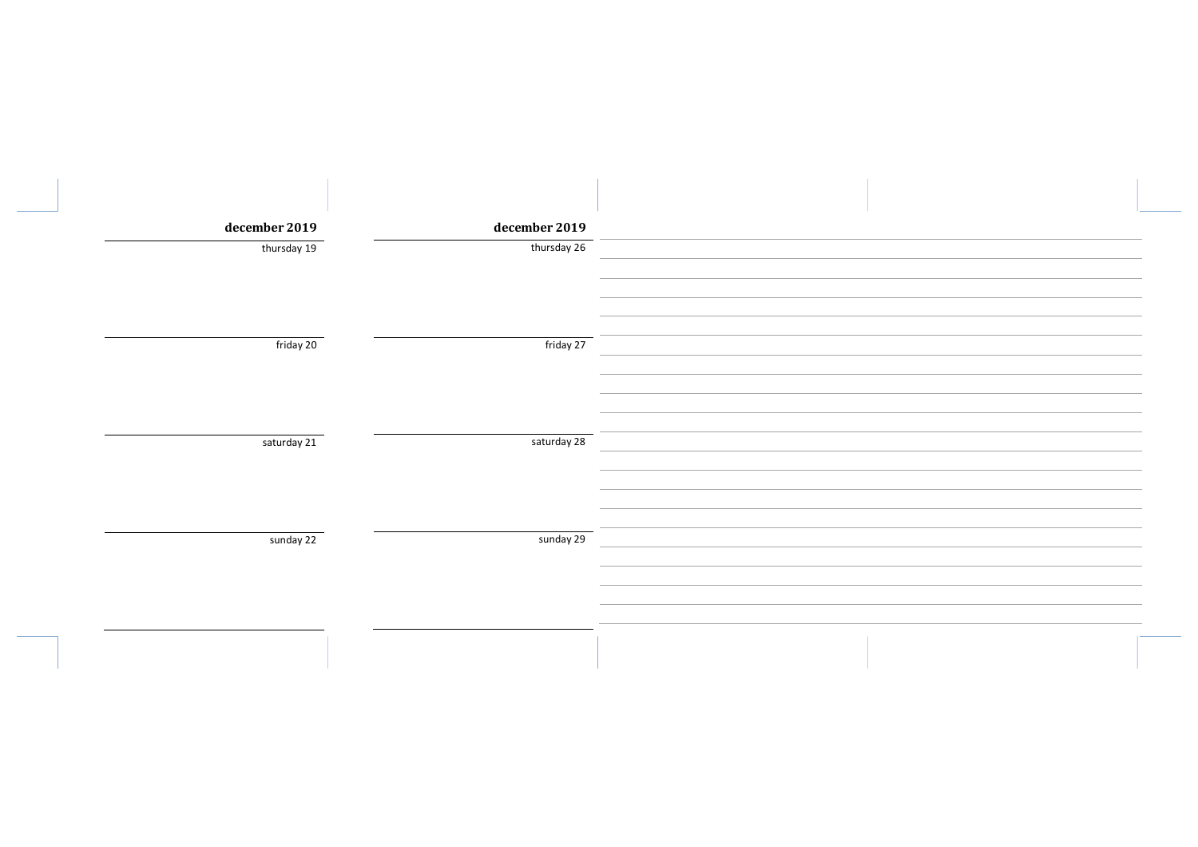**december 2019**

thursday 19

friday 20

saturday 21

sunday 22

**december 2019**

thursday 26

friday 27

saturday 28

sunday 29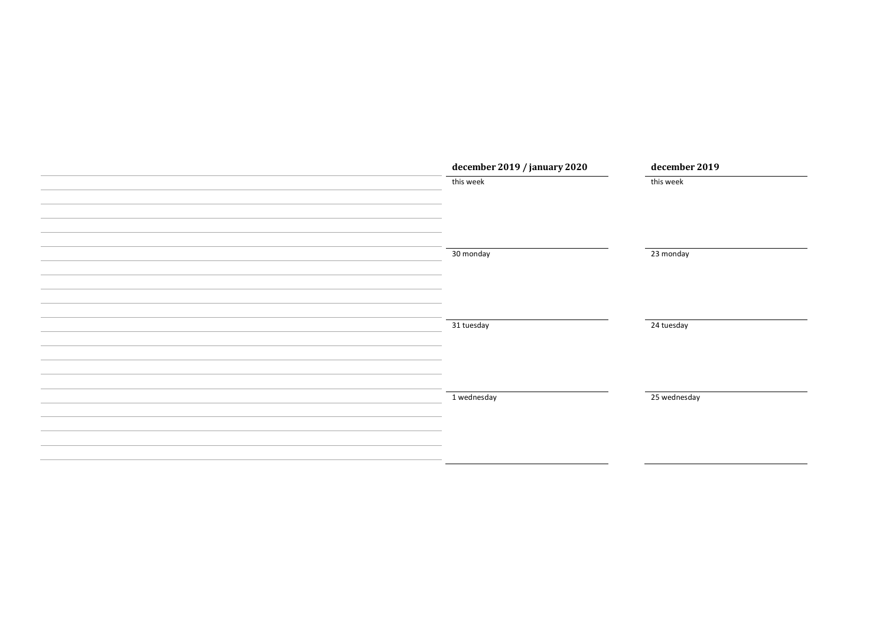## december 2019 / january 2020

this week

30 monday

31 tuesday

1 wednesday

## december 2019

this week

23 monday

24 tuesday

25 wednesday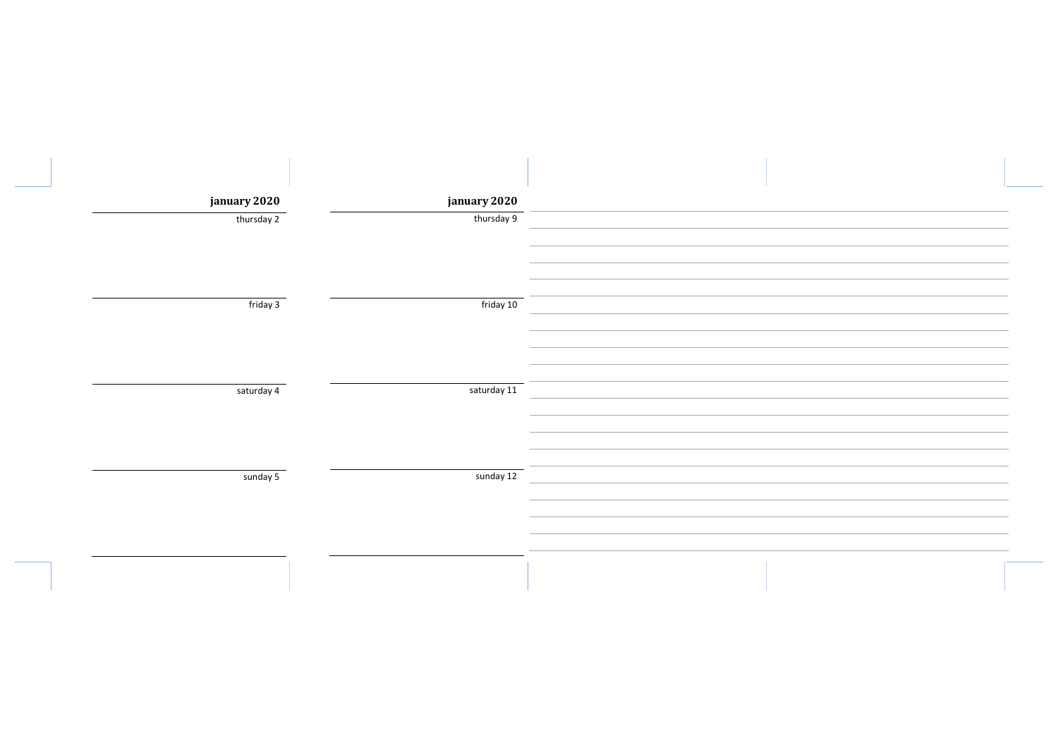**january 2020**

thursday 2

friday 3

saturday 4

sunday 5

**january 2020**

thursday 9

friday 10

saturday 11

sunday 12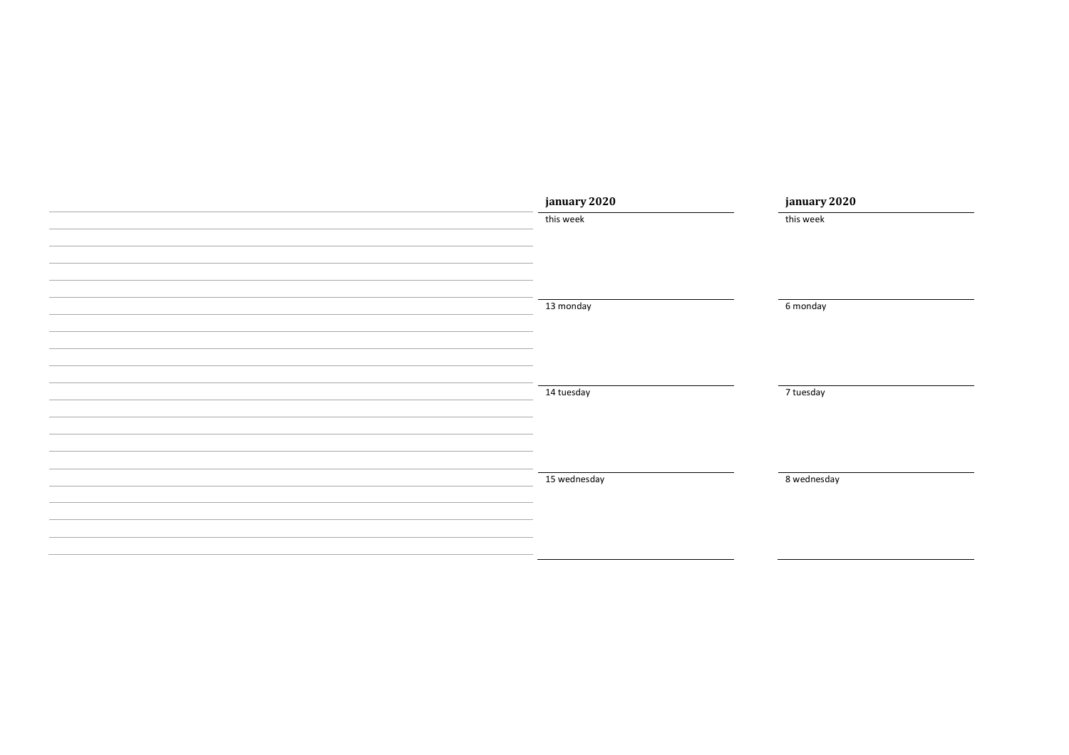**january 2020**

this week

13 monday

14 tuesday

15 wednesday

**january 2020**

this week

6 monday

7 tuesday

8 wednesday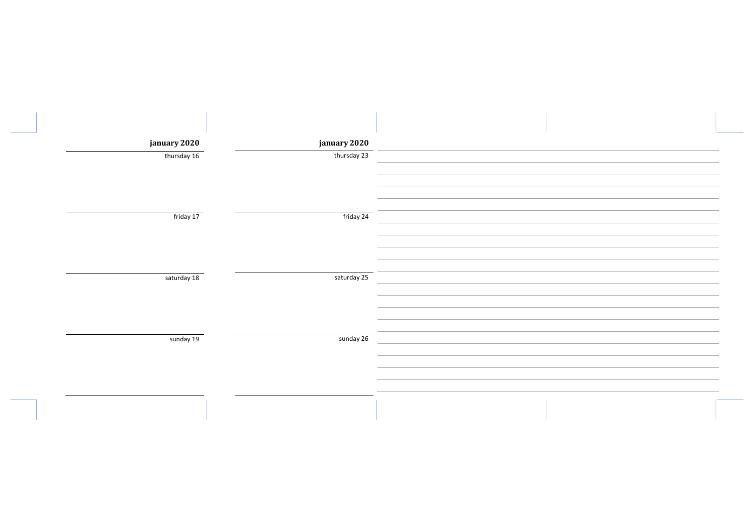**january 2020**

thursday 16

friday 17

saturday 18

sunday 19

**january 2020**

thursday 23

friday 24

saturday 25

sunday 26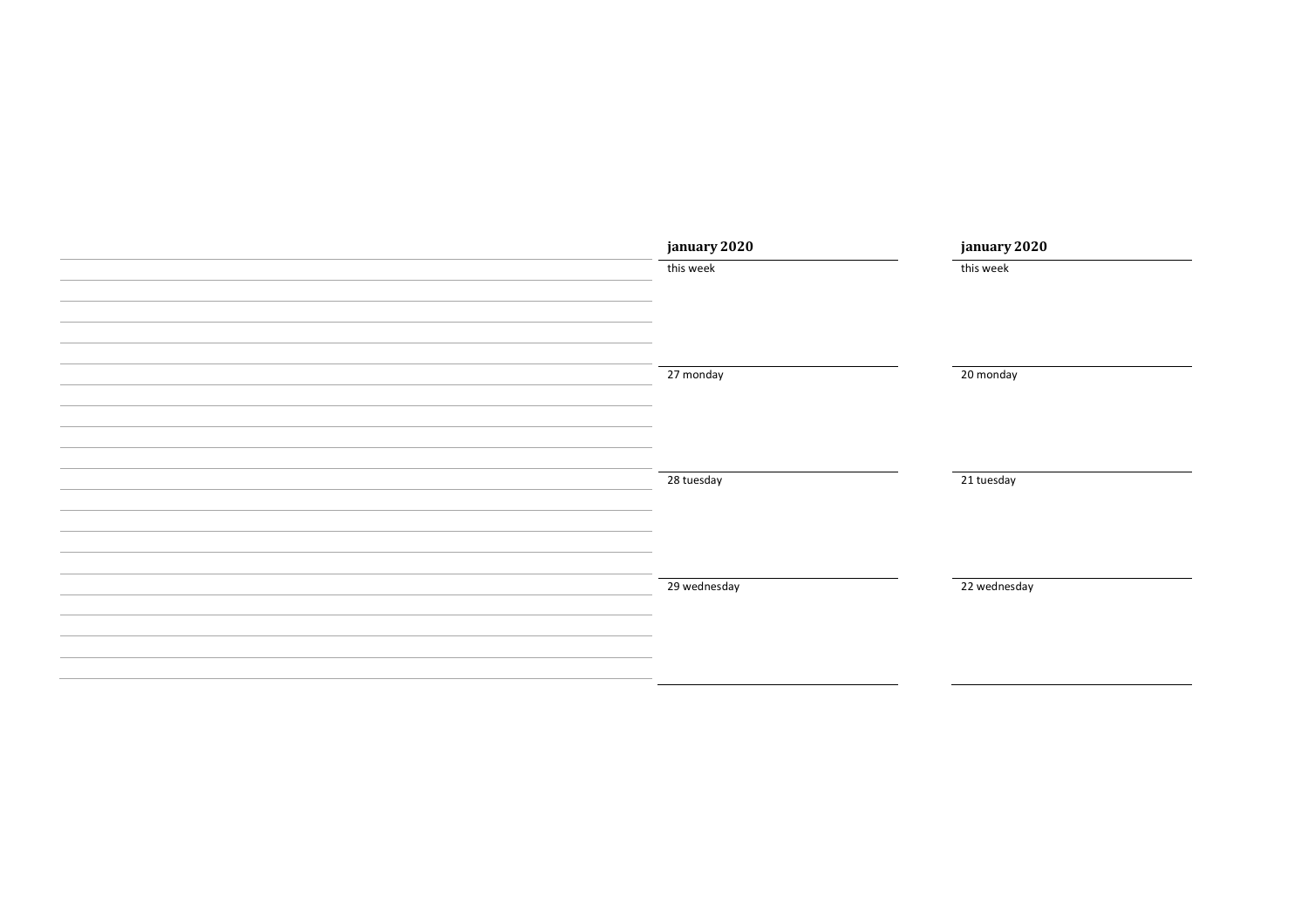**january 2020**

this week

27 monday

28 tuesday

29 wednesday

**january 2020**

this week

20 monday

21 tuesday

22 wednesday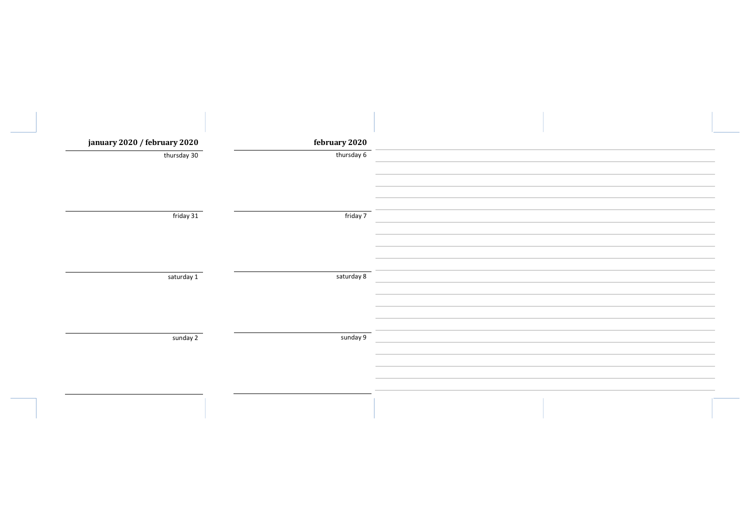## january 2020 / february 2020

thursday 30

friday 31

saturday 1

sunday 2

## february 2020

thursday 6

friday 7

saturday 8

sunday 9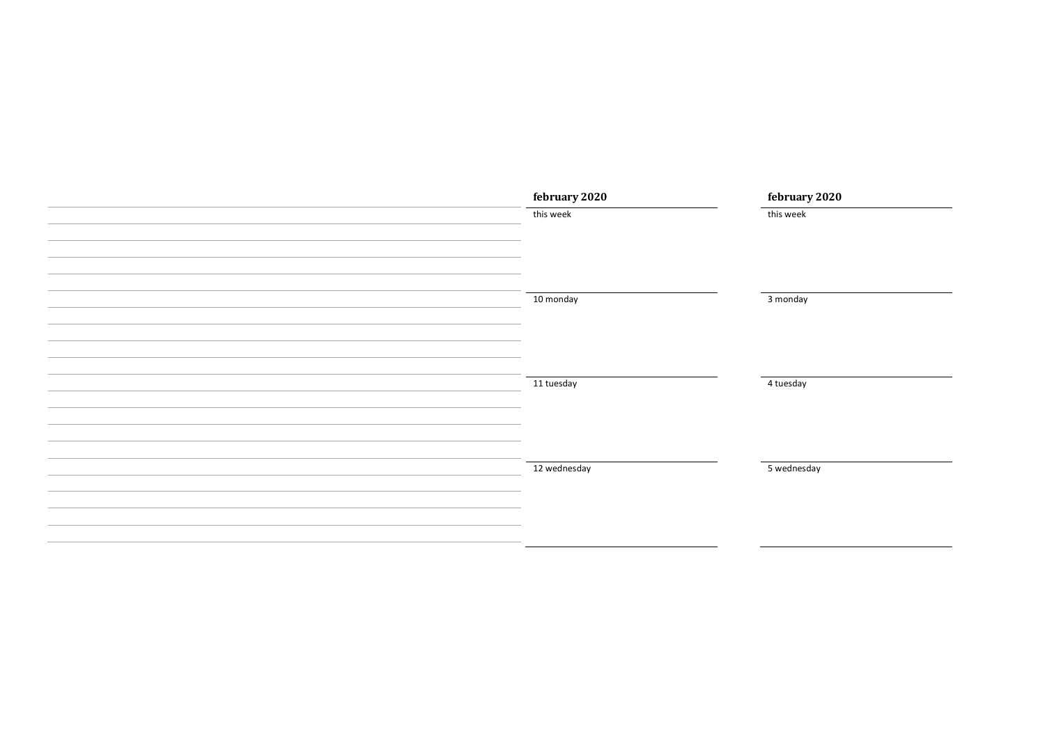**february 2020**

this week

10 monday

11 tuesday

12 wednesday

**february 2020**

this week

3 monday

4 tuesday

5 wednesday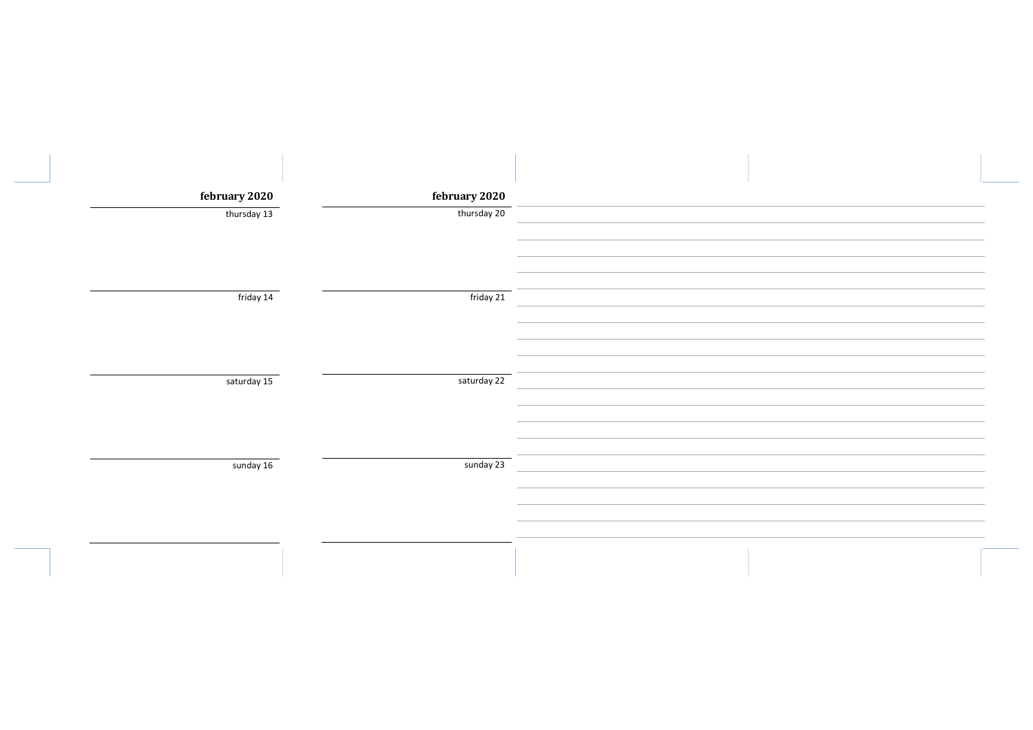**february 2020**

thursday 13

friday 14

saturday 15

sunday 16

**february 2020**

thursday 20

friday 21

saturday 22

sunday 23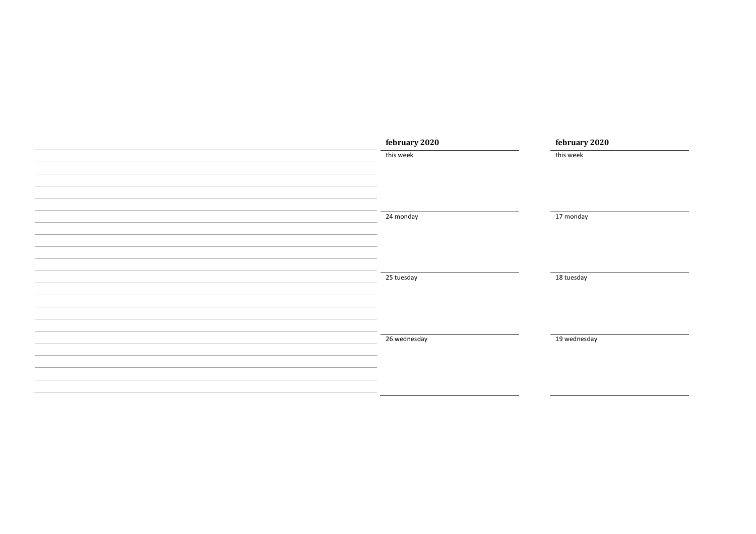**february 2020**

this week

24 monday

25 tuesday

26 wednesday

**february 2020**

this week

17 monday

18 tuesday

19 wednesday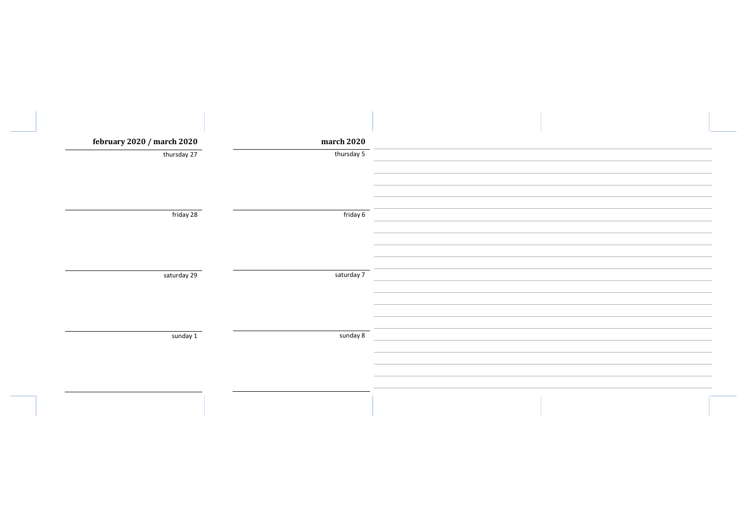**february 2020 / march 2020**

thursday 27

friday 28

saturday 29

sunday 1

**march 2020**

thursday 5

friday 6

saturday 7

sunday 8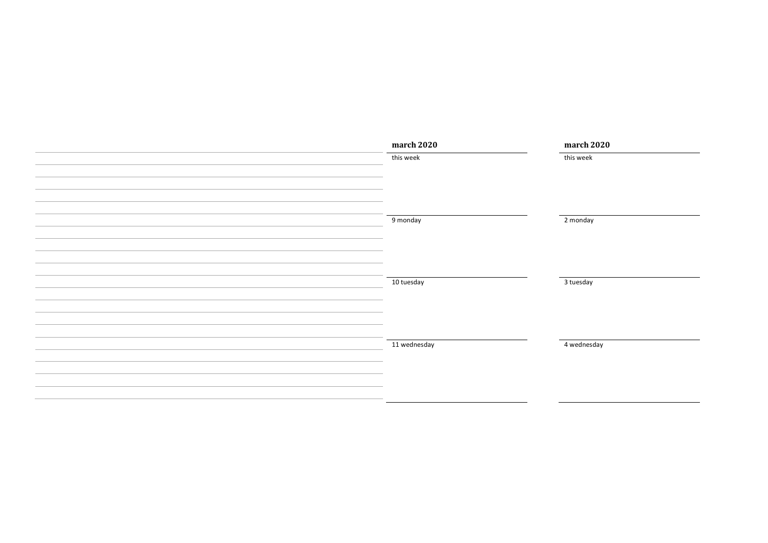**march 2020**

this week

9 monday

10 tuesday

11 wednesday

**march 2020**

this week

2 monday

3 tuesday

4 wednesday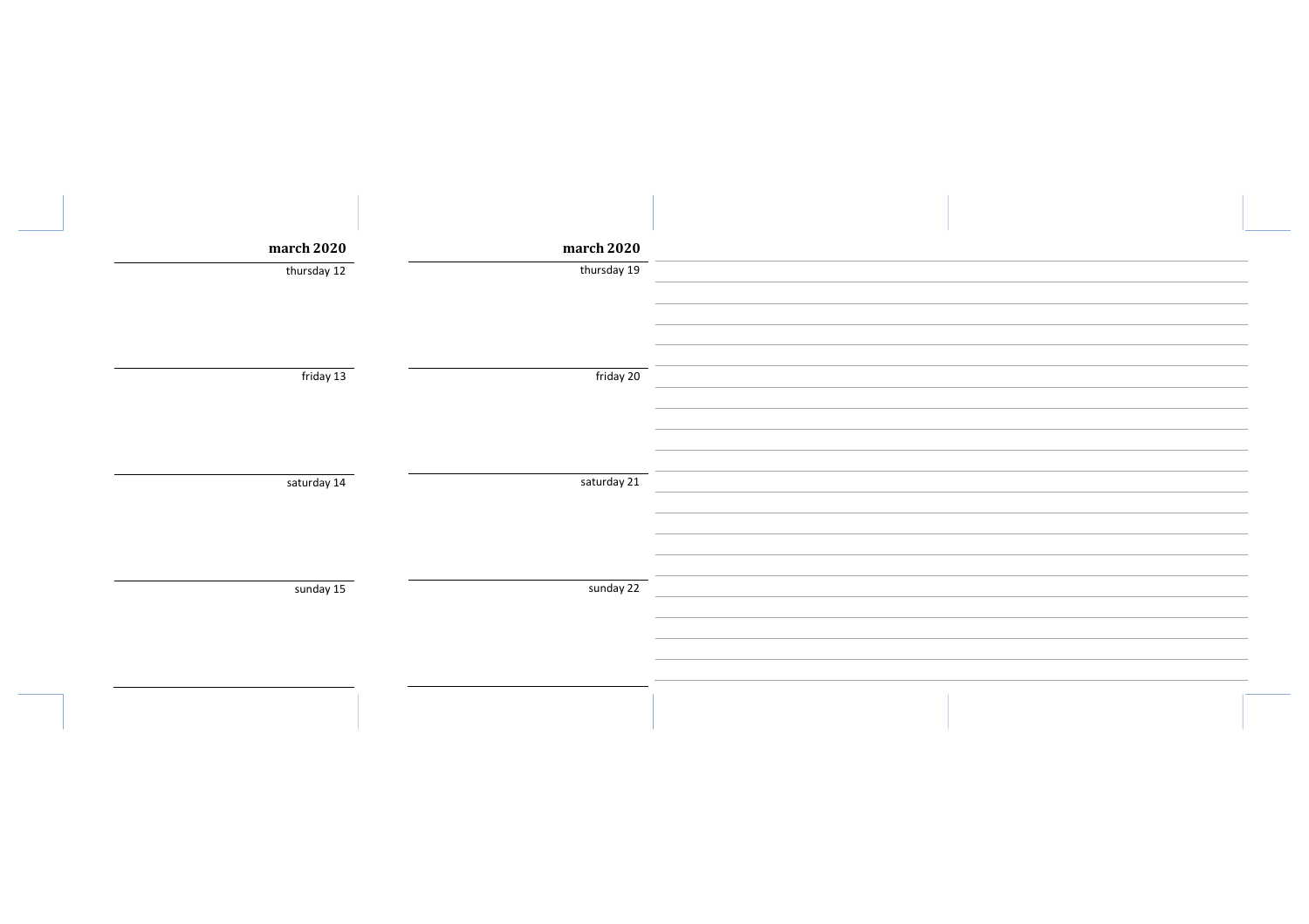**march 2020**

thursday 12

friday 13

saturday 14

sunday 15

**march 2020**

thursday 19

friday 20

saturday 21

sunday 22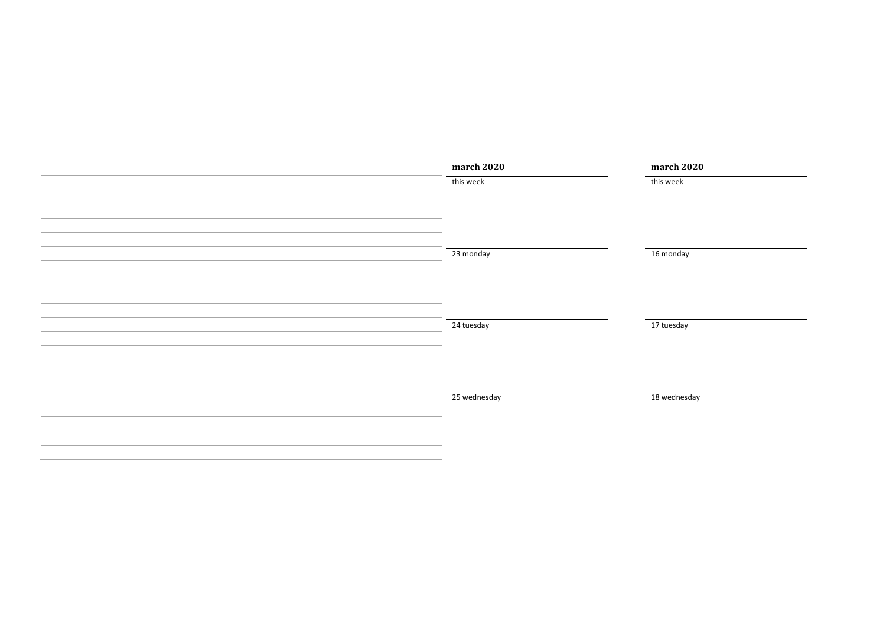**march 2020**

this week

23 monday

24 tuesday

25 wednesday

**march 2020**

this week

16 monday

17 tuesday

18 wednesday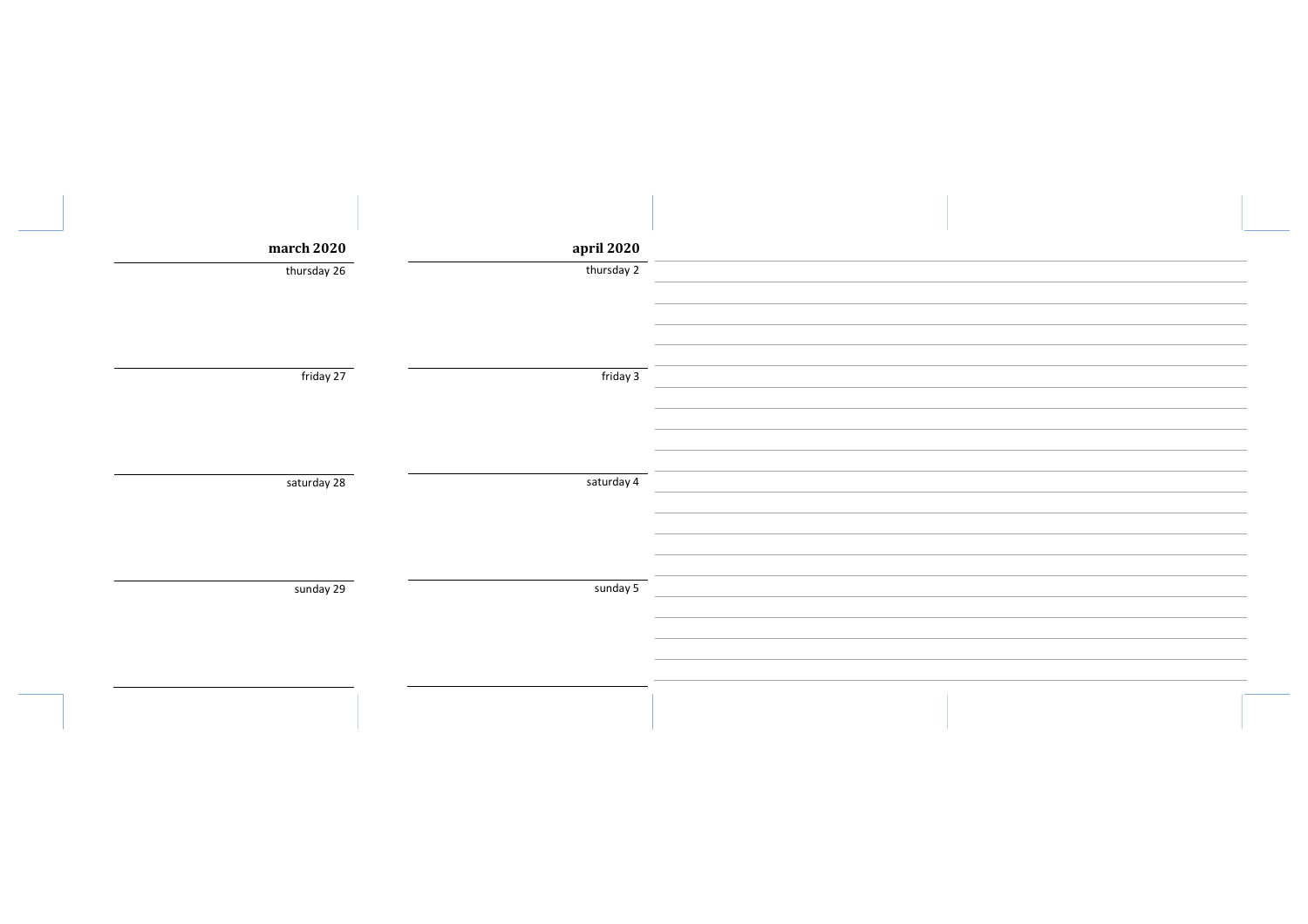**march 2020**

thursday 26

friday 27

saturday 28

sunday 29

**april 2020**

thursday 2

friday 3

saturday 4

sunday 5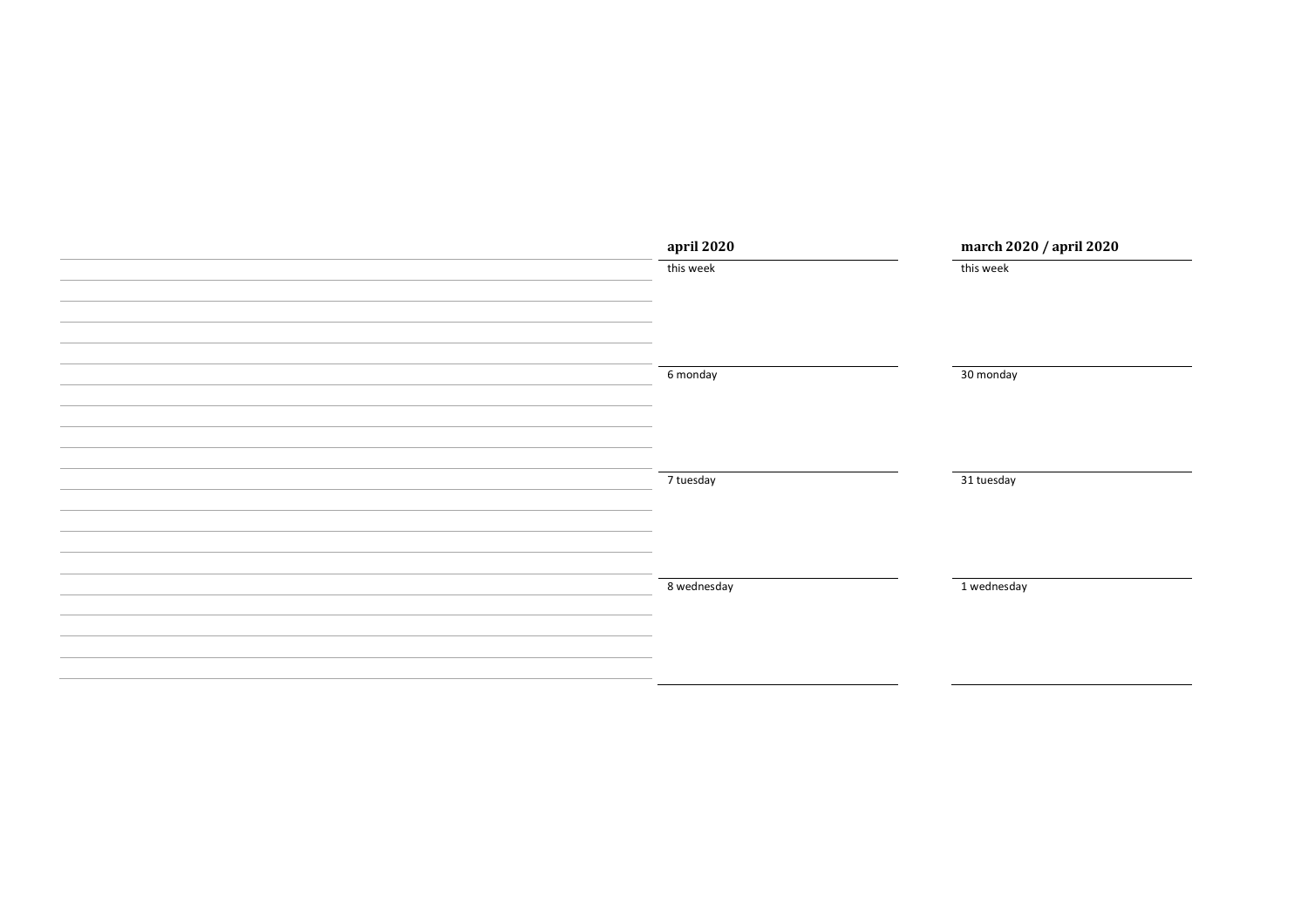**april 2020**

this week

6 monday

7 tuesday

8 wednesday

**march 2020 / april 2020**

this week

30 monday

31 tuesday

1 wednesday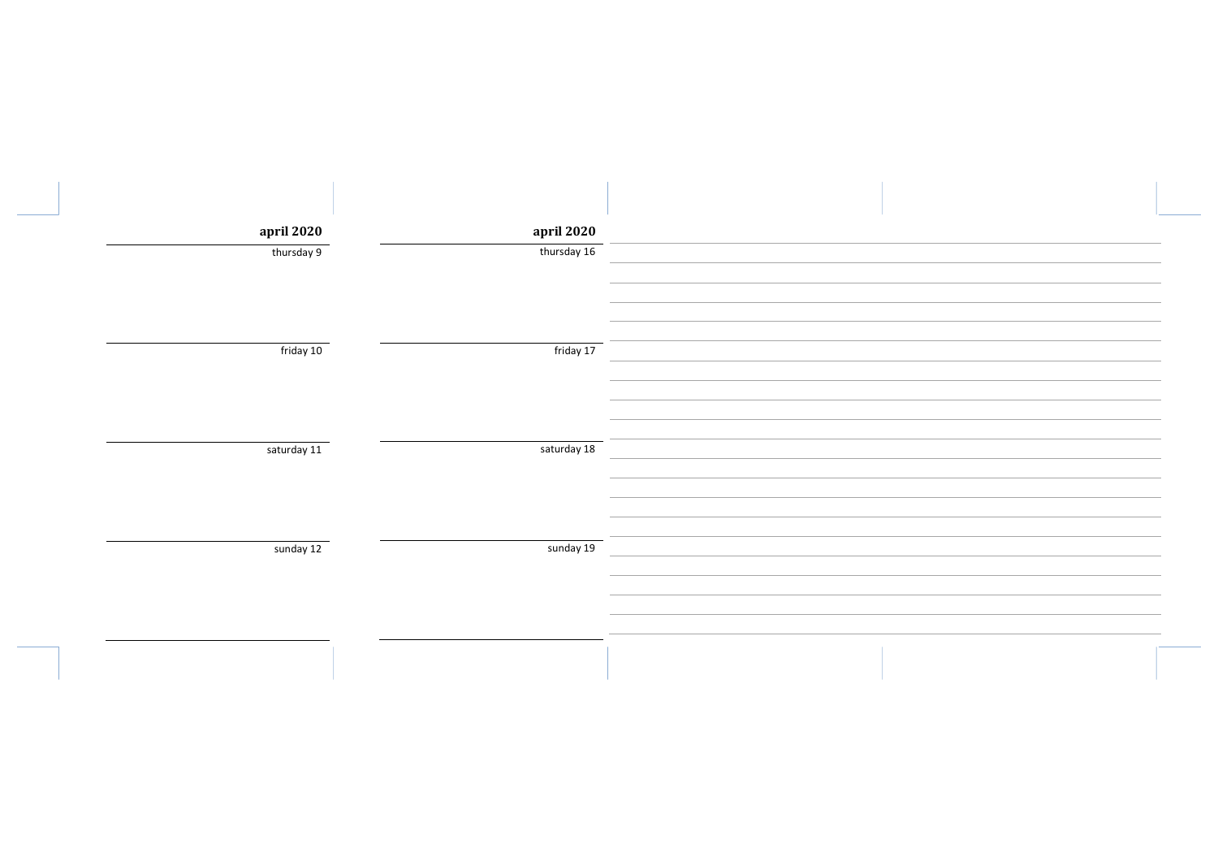**april 2020**

thursday 9

friday 10

saturday 11

sunday 12

**april 2020**

thursday 16

friday 17

saturday 18

sunday 19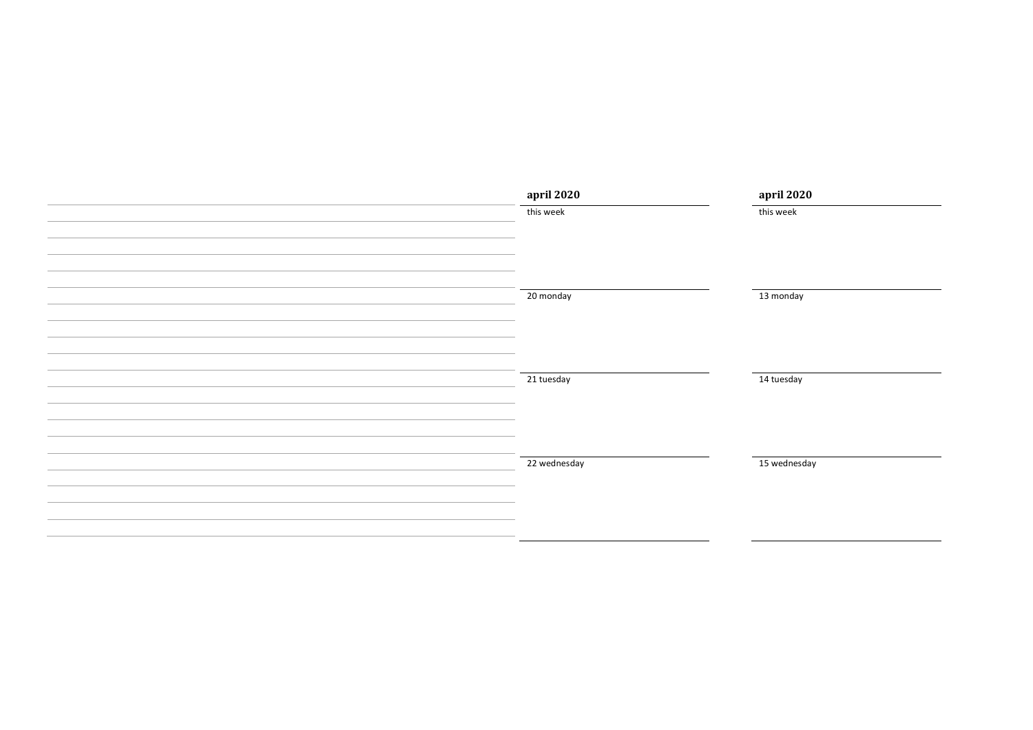**april 2020**

this week

20 monday

21 tuesday

22 wednesday

**april 2020**

this week

13 monday

14 tuesday

15 wednesday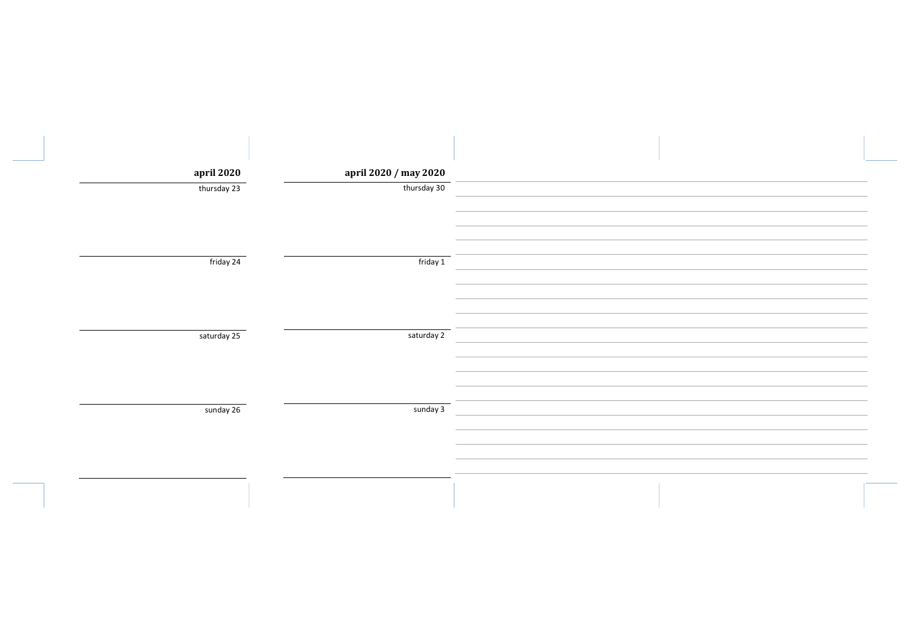## april 2020

thursday 23

friday 24

saturday 25

sunday 26

## april 2020 / may 2020

thursday 30

friday 1

saturday 2

sunday 3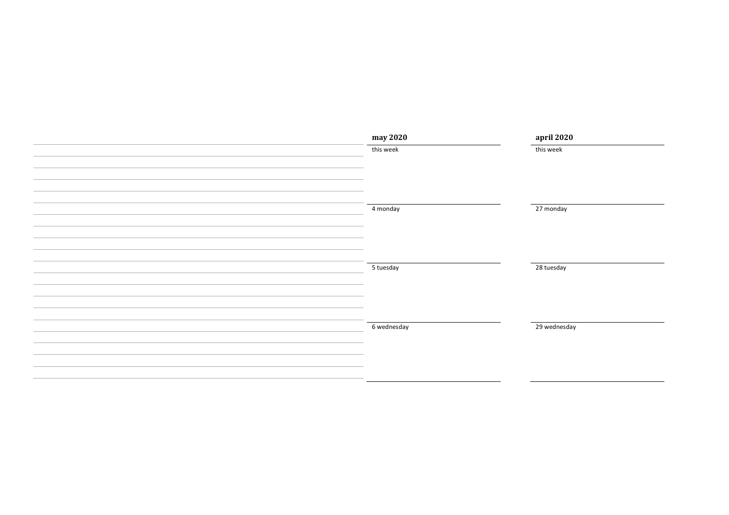**may 2020**

this week

4 monday

5 tuesday

6 wednesday

**april 2020**

this week

27 monday

28 tuesday

29 wednesday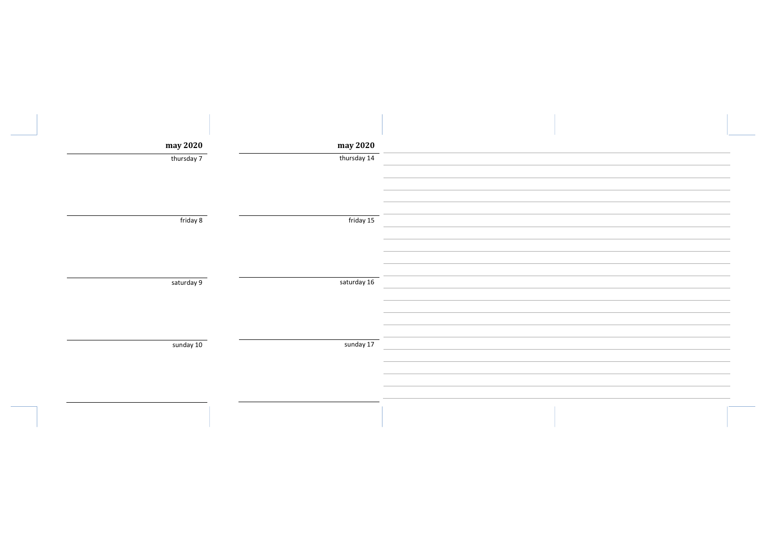**may 2020**

thursday 7

friday 8

saturday 9

sunday 10

**may 2020**

thursday 14

friday 15

saturday 16

sunday 17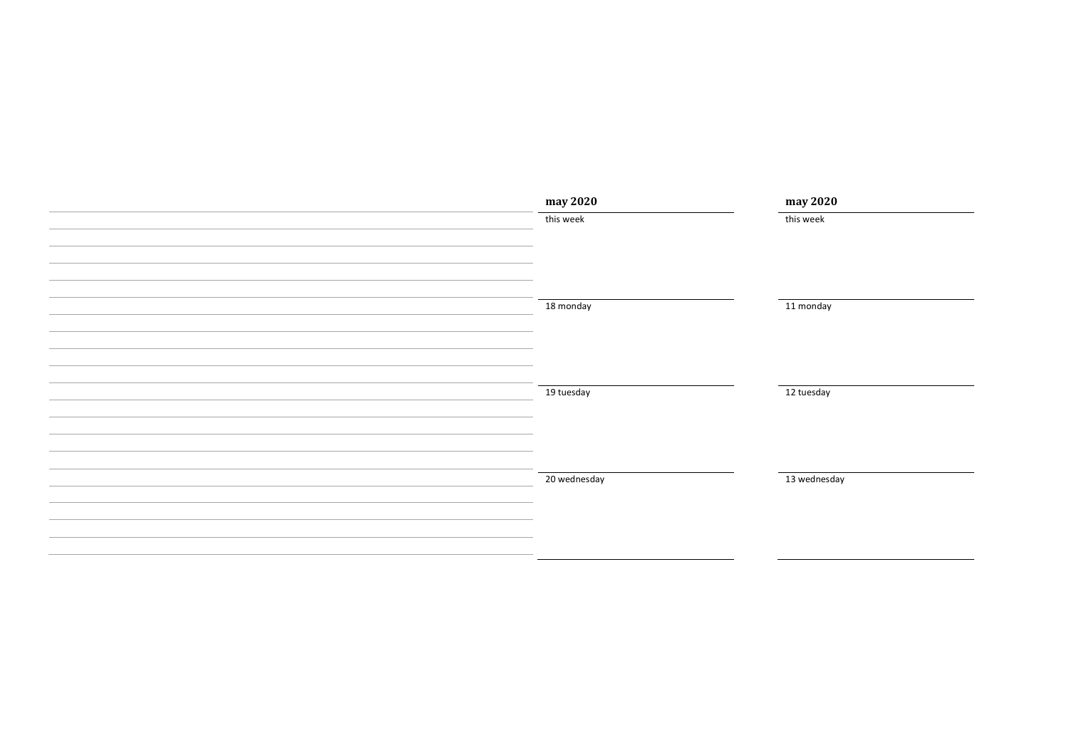**may 2020**

this week

18 monday

19 tuesday

20 wednesday

**may 2020**

this week

11 monday

12 tuesday

13 wednesday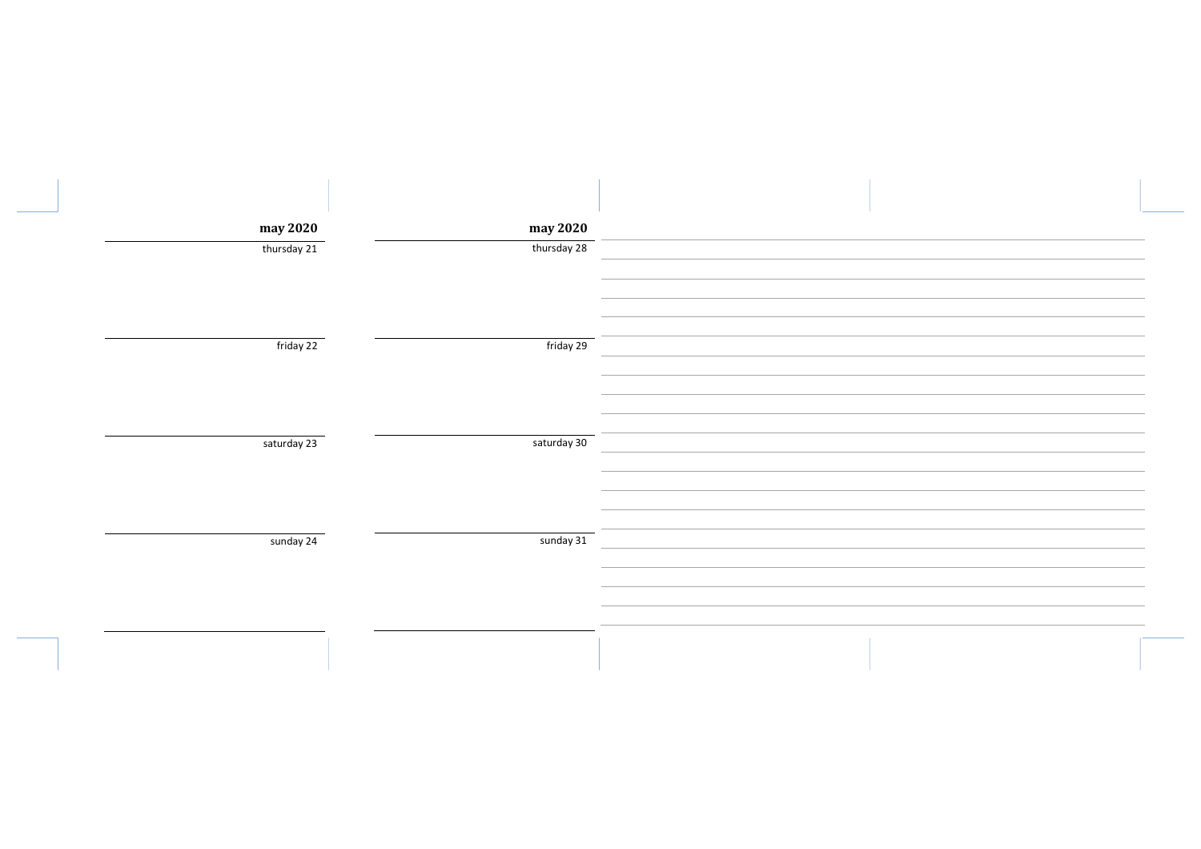**may 2020**

thursday 21

friday 22

saturday 23

sunday 24

**may 2020**

thursday 28

friday 29

saturday 30

sunday 31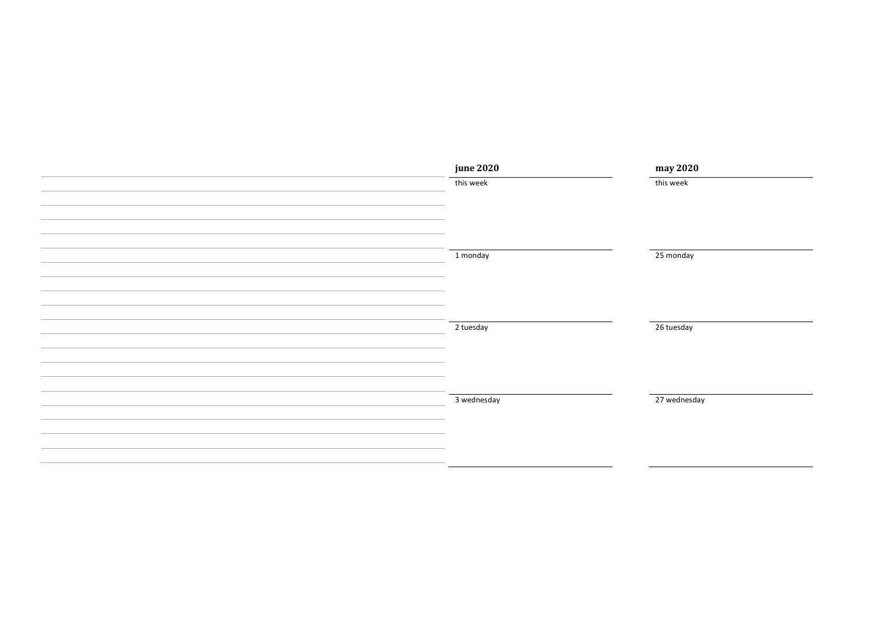**june 2020**

this week

1 monday

2 tuesday

3 wednesday

**may 2020**

this week

25 monday

26 tuesday

27 wednesday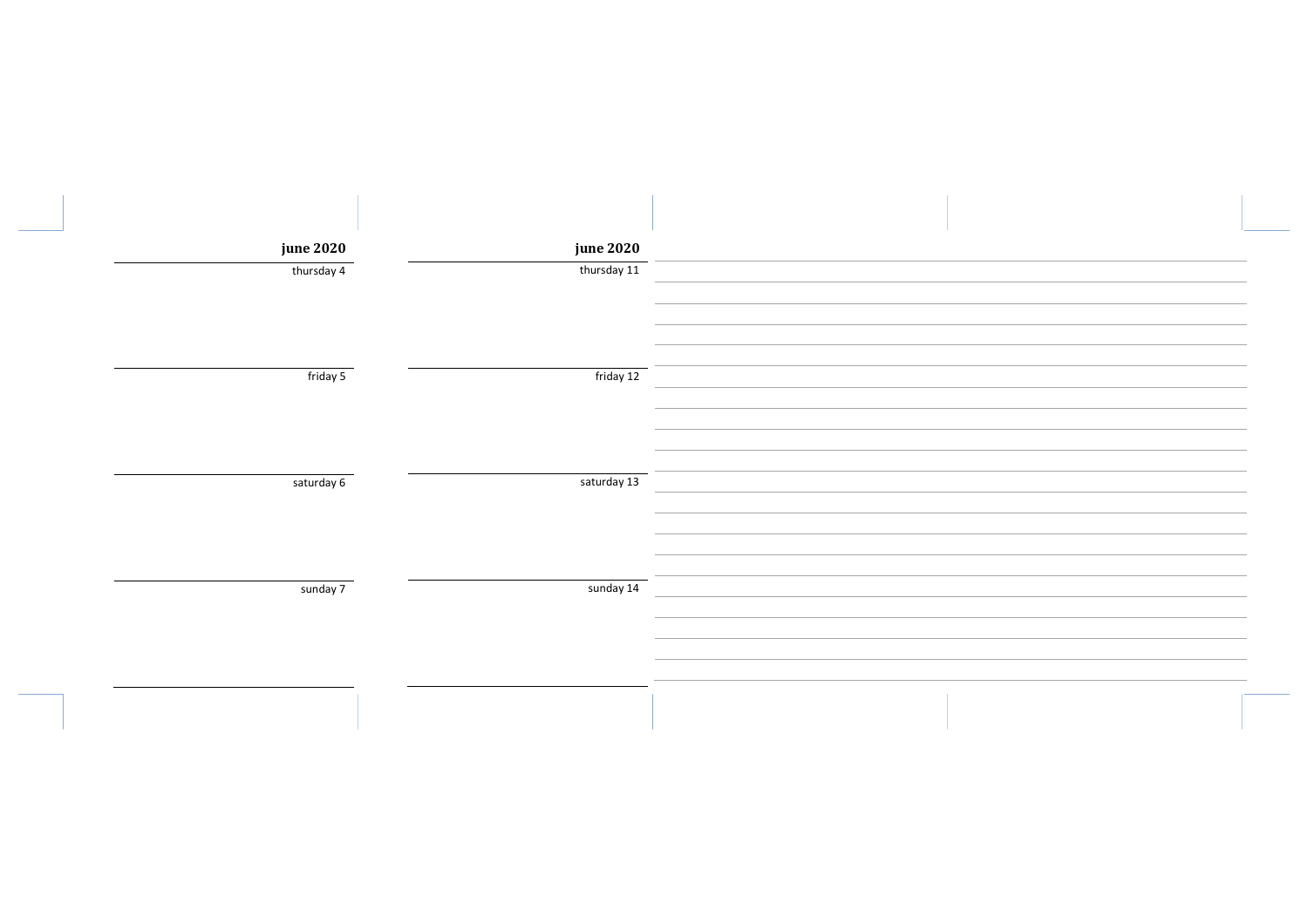**june 2020**

thursday 4

friday 5

saturday 6

sunday 7

**june 2020**

thursday 11

friday 12

saturday 13

sunday 14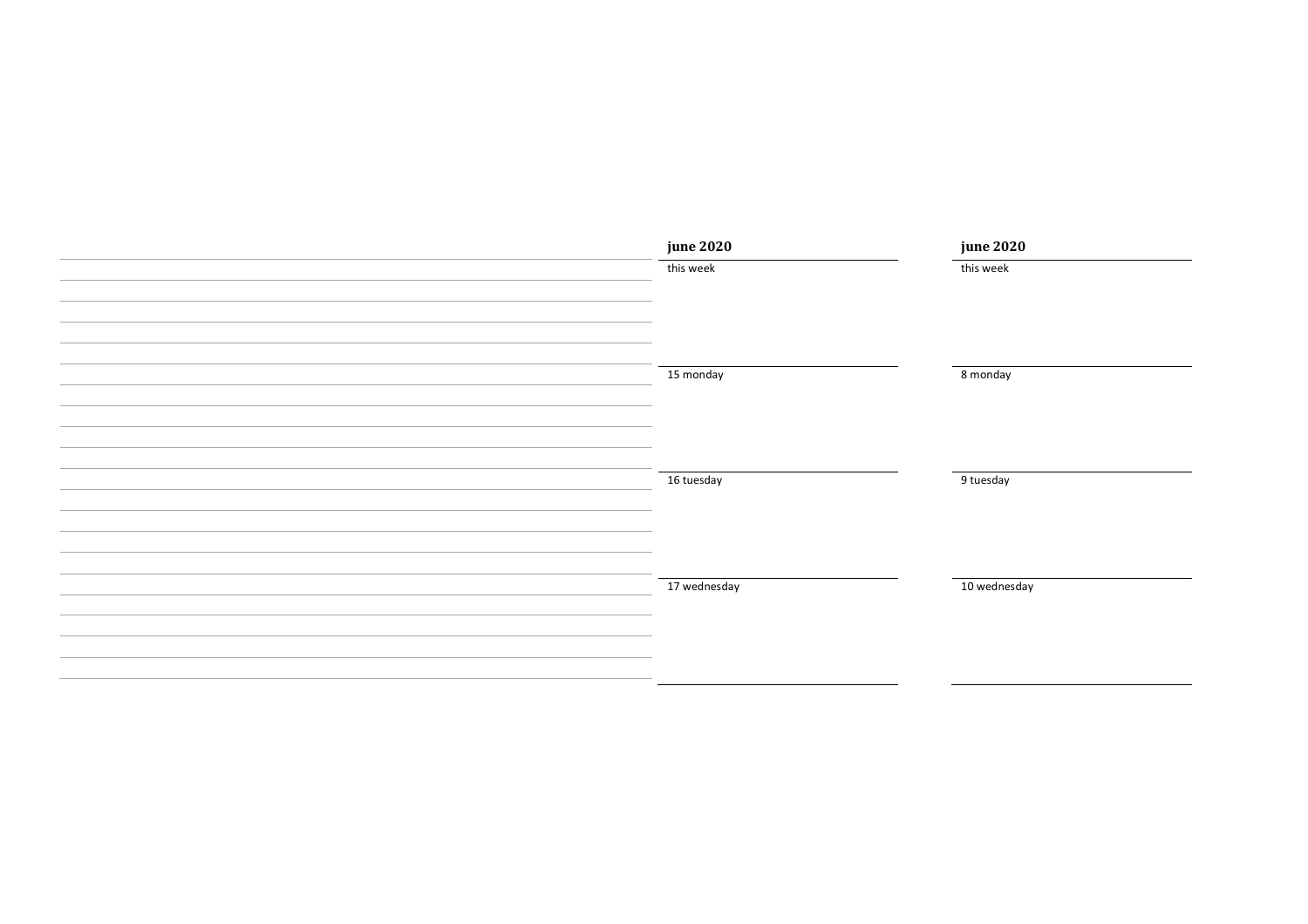**june 2020**

this week

15 monday

16 tuesday

17 wednesday

**june 2020**

this week

8 monday

9 tuesday

10 wednesday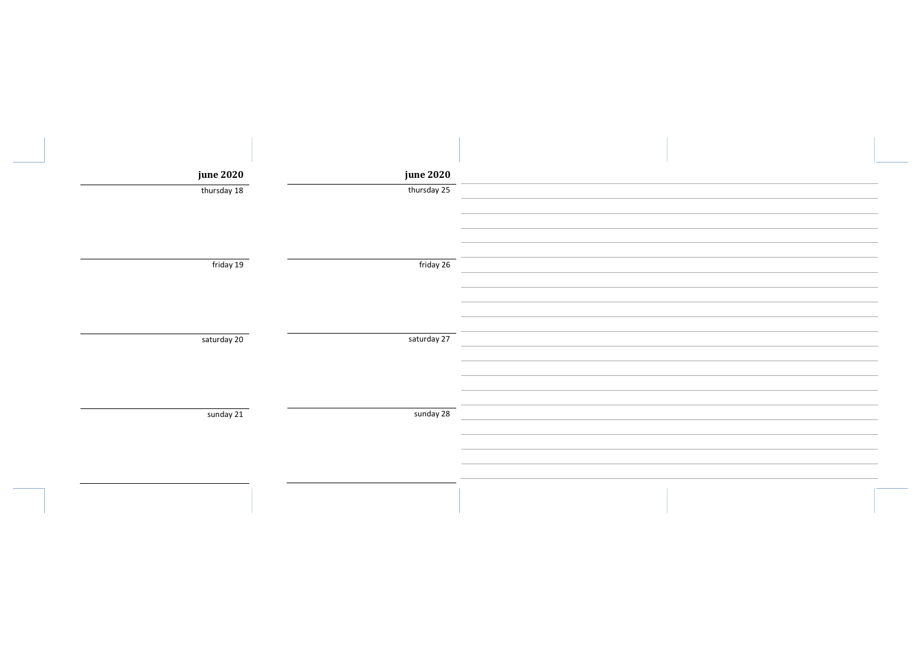**june 2020**

thursday 18

friday 19

saturday 20

sunday 21

**june 2020**

thursday 25

friday 26

saturday 27

sunday 28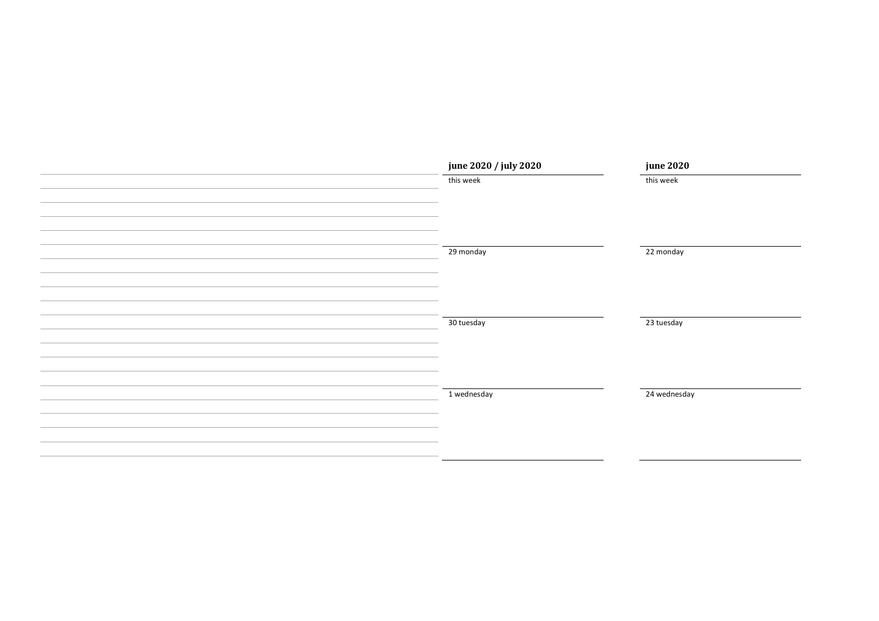**june 2020 / july 2020**

this week

29 monday

30 tuesday

1 wednesday

**june 2020**

this week

22 monday

23 tuesday

24 wednesday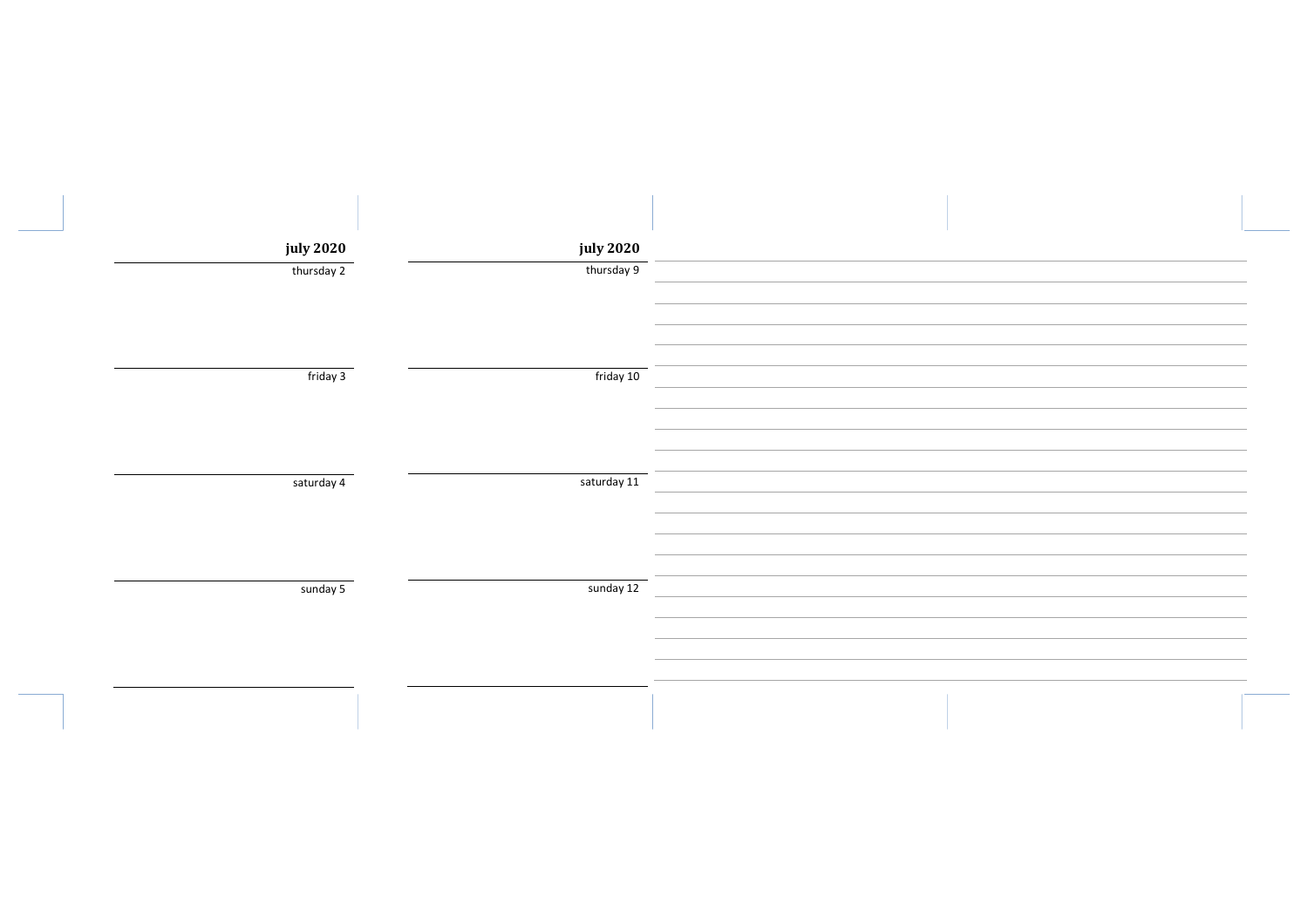**july 2020**

thursday 2

friday 3

saturday 4

sunday 5

**july 2020**

thursday 9

friday 10

saturday 11

sunday 12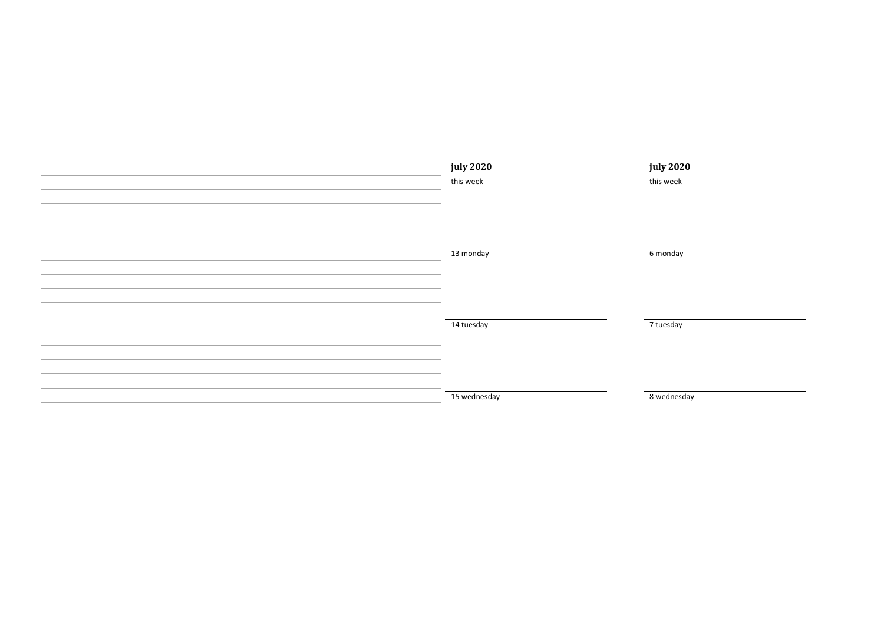**july 2020**

this week

13 monday

14 tuesday

15 wednesday

**july 2020**

this week

6 monday

7 tuesday

8 wednesday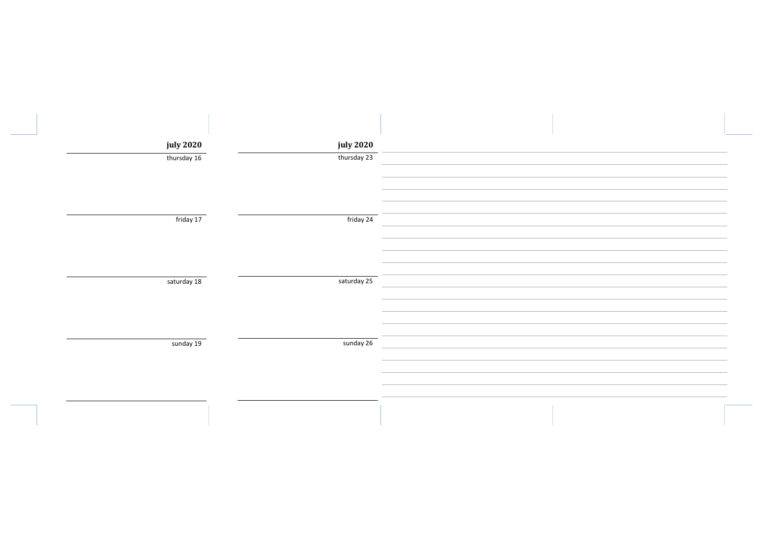**july 2020**

thursday 16

friday 17

saturday 18

sunday 19

**july 2020**

thursday 23

friday 24

saturday 25

sunday 26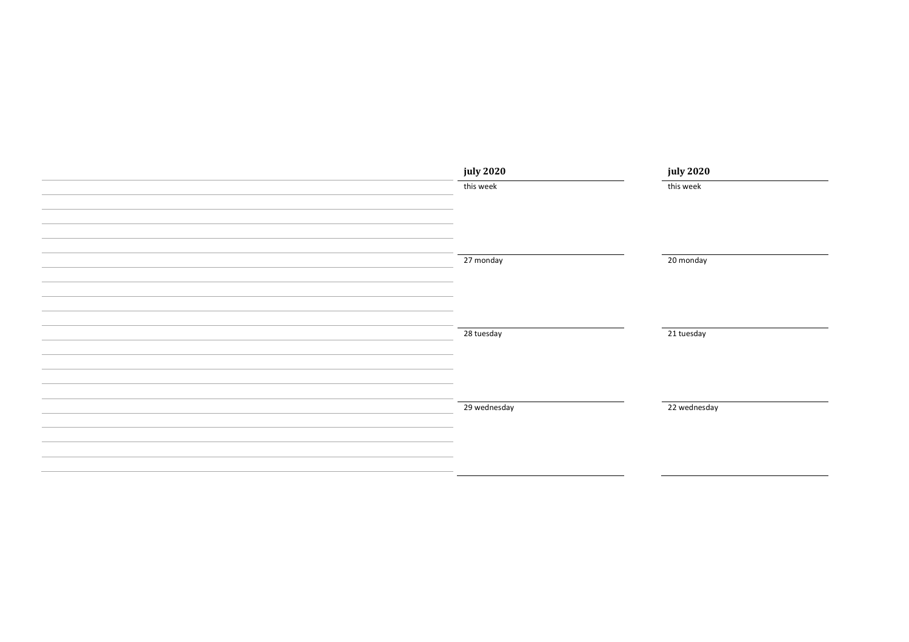**july 2020**

this week

27 monday

28 tuesday

29 wednesday

**july 2020**

this week

20 monday

21 tuesday

22 wednesday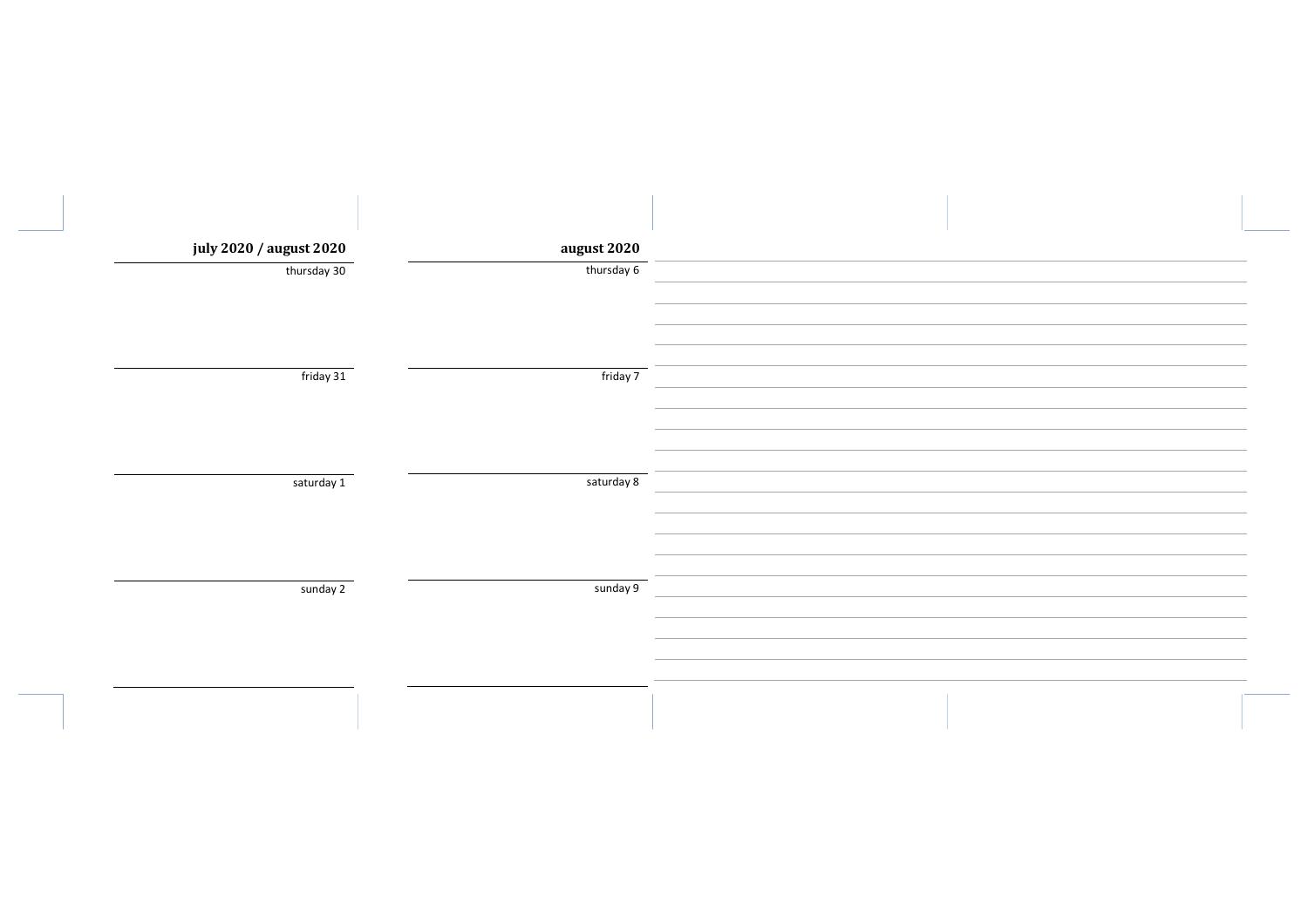**july 2020 / august 2020**

thursday 30

friday 31

saturday 1

sunday 2

**august 2020**

thursday 6

friday 7

saturday 8

sunday 9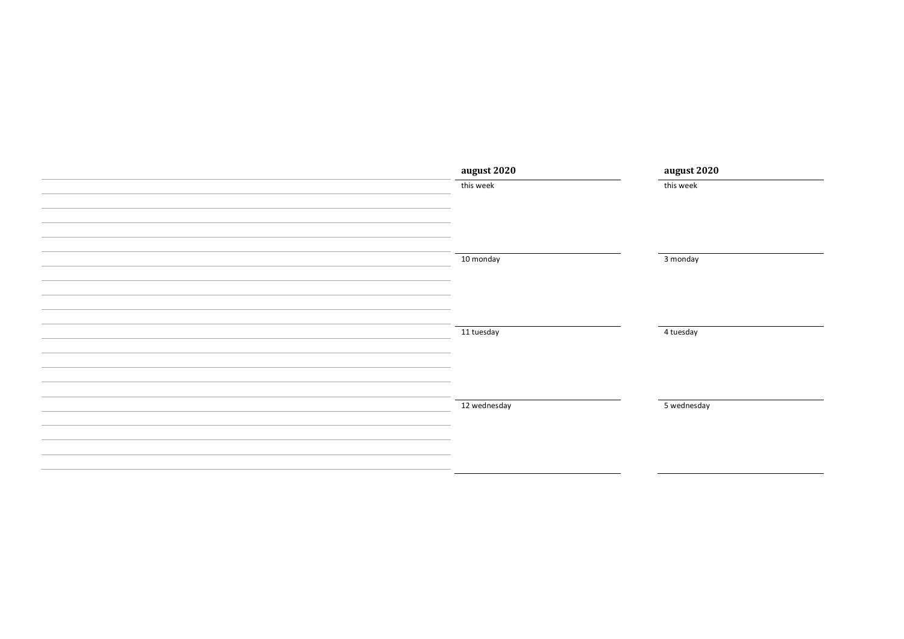**august 2020**

this week

10 monday

11 tuesday

12 wednesday

**august 2020**

this week

3 monday

4 tuesday

5 wednesday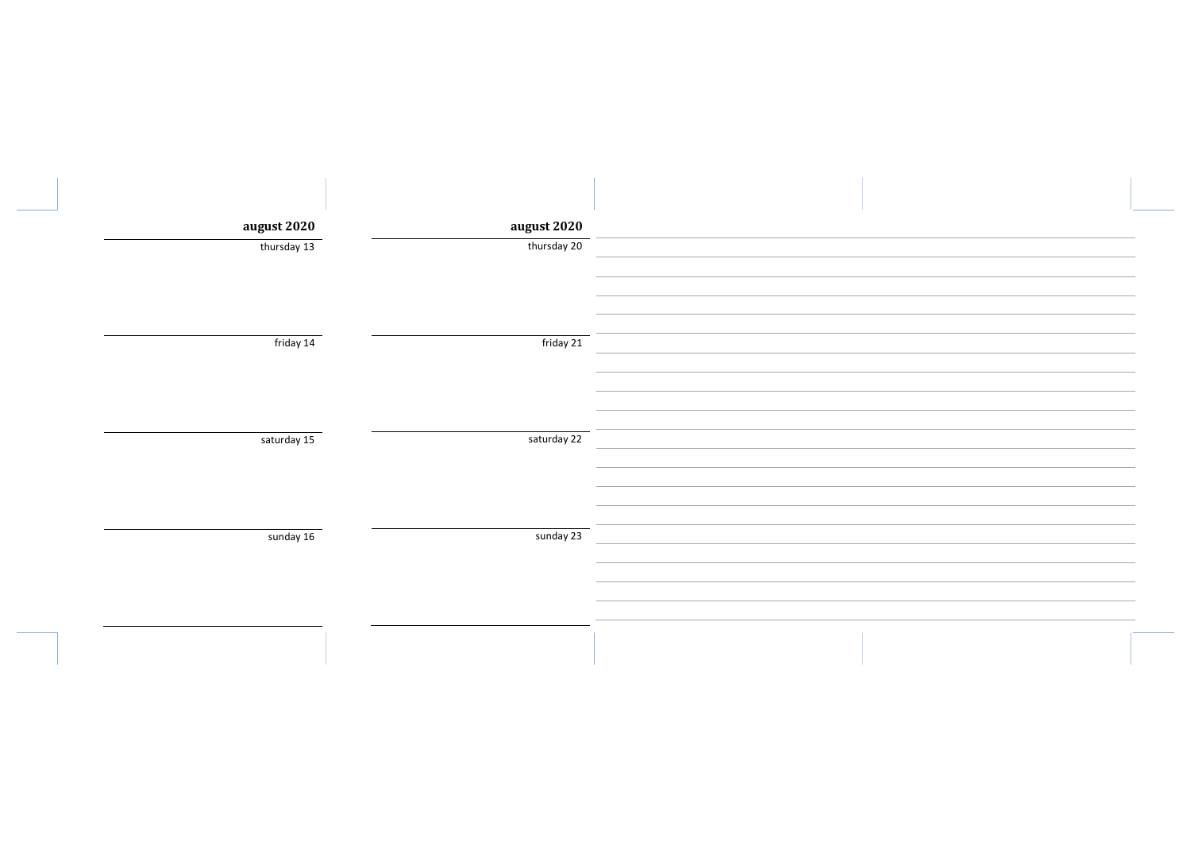**august 2020**

thursday 13

friday 14

saturday 15

sunday 16

**august 2020**

thursday 20

friday 21

saturday 22

sunday 23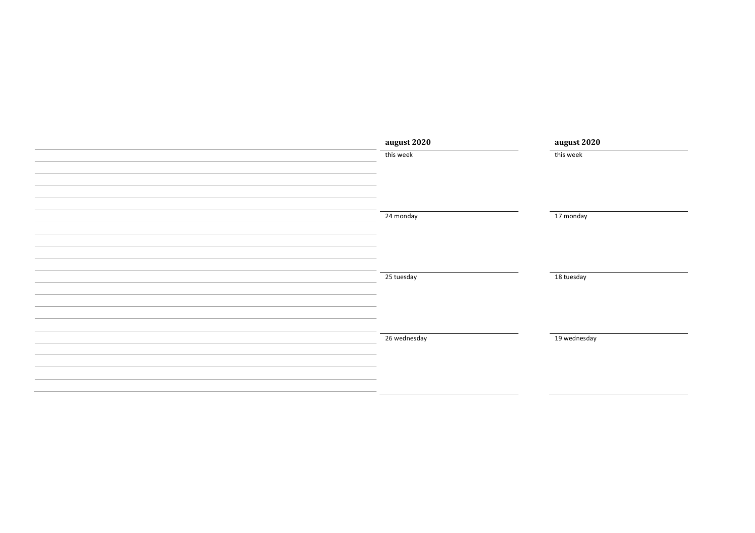**august 2020**

this week

24 monday

25 tuesday

26 wednesday

**august 2020**

this week

17 monday

18 tuesday

19 wednesday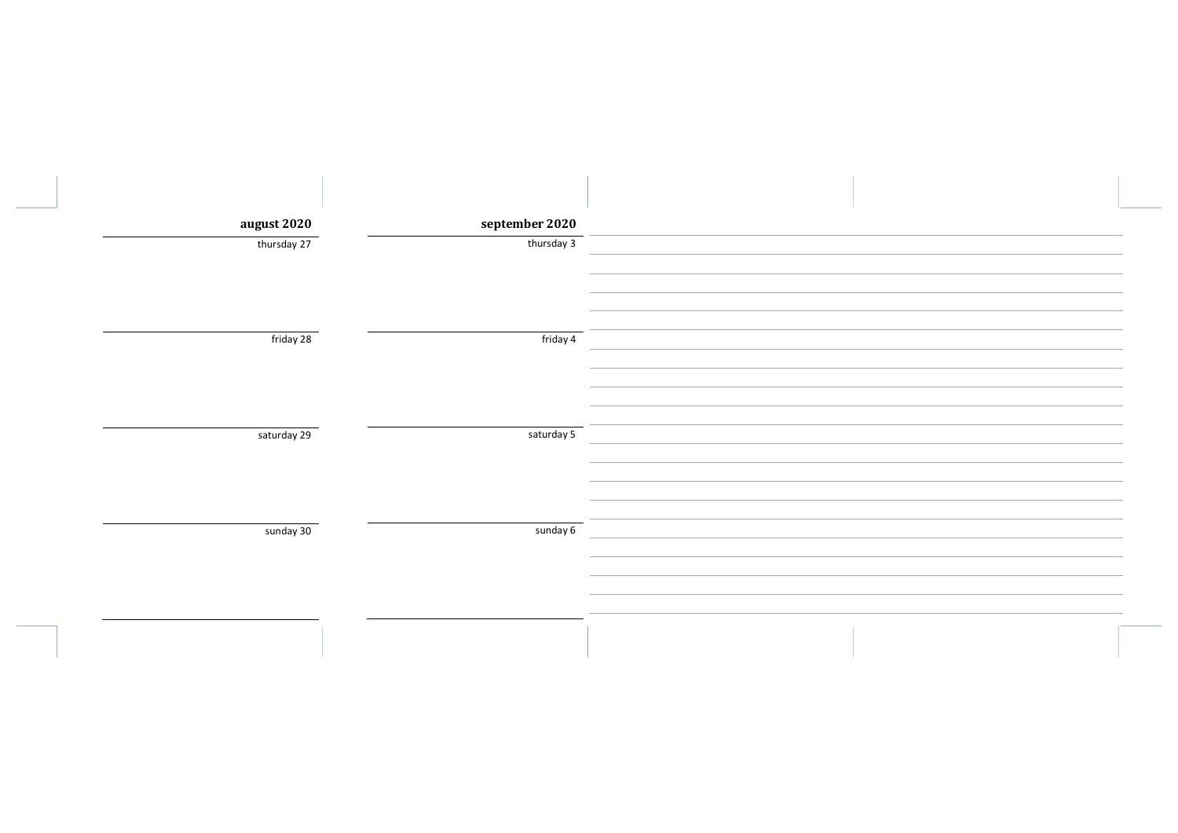**august 2020**

thursday 27

friday 28

saturday 29

sunday 30

**september 2020**

thursday 3

friday 4

saturday 5

sunday 6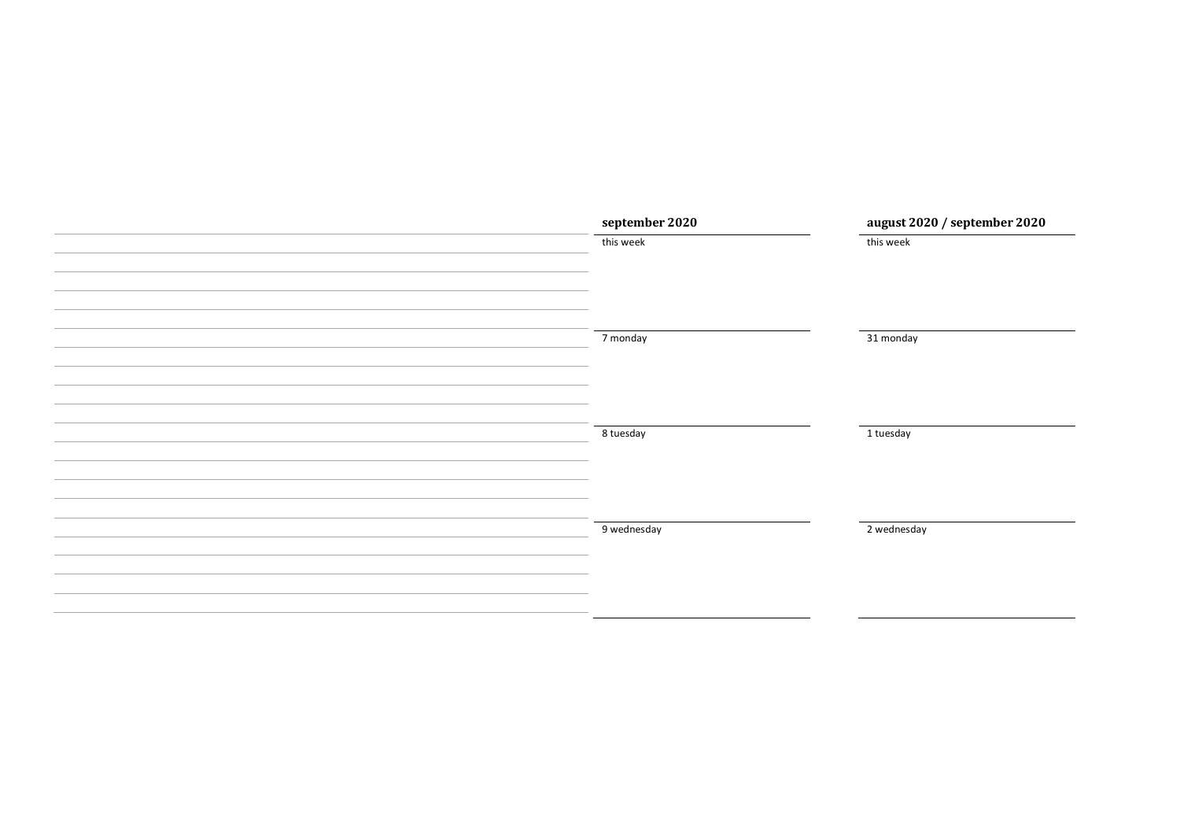**september 2020**

this week

7 monday

8 tuesday

9 wednesday

**august 2020 / september 2020**

this week

31 monday

1 tuesday

2 wednesday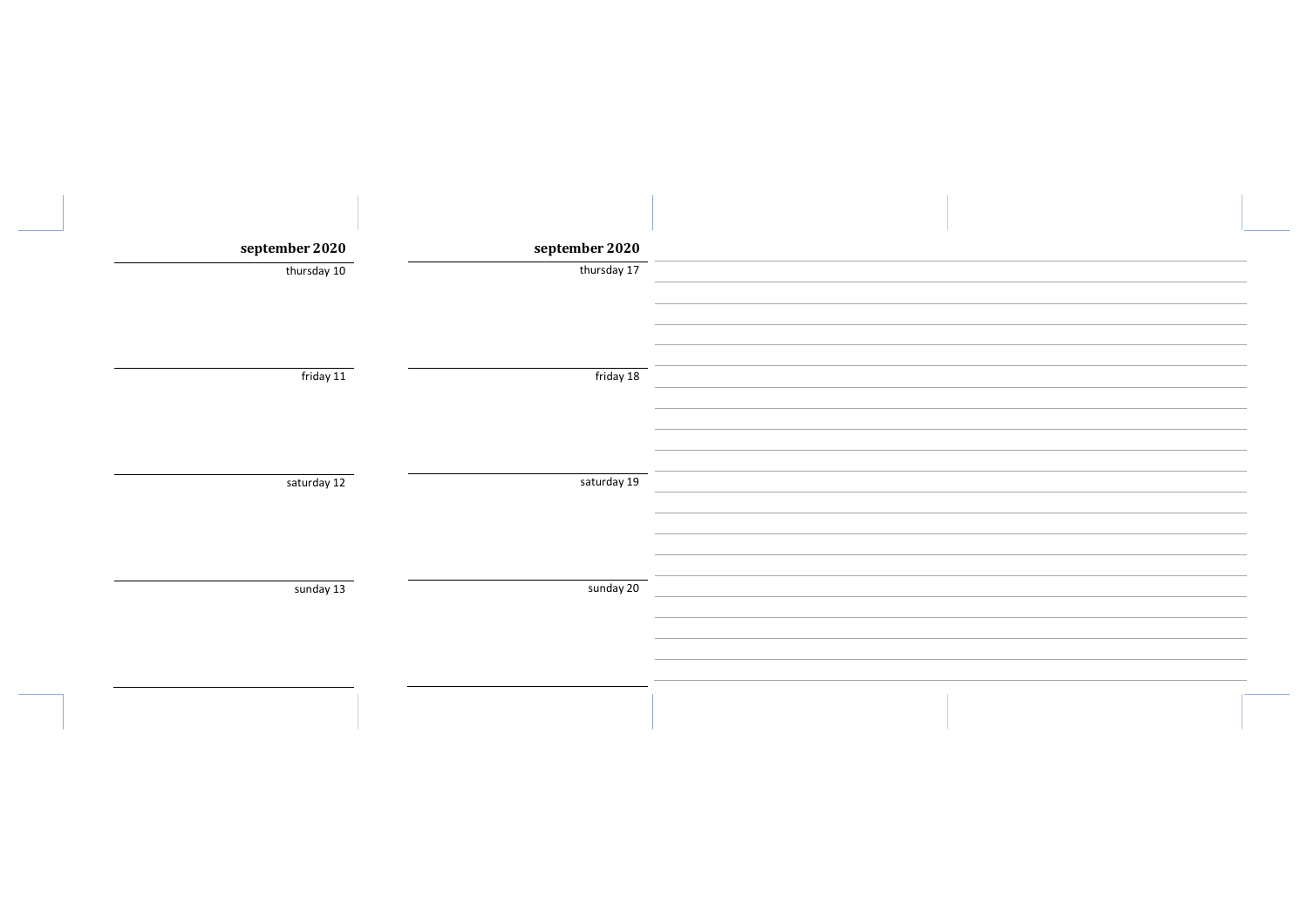**september 2020**

thursday 10

friday 11

saturday 12

sunday 13

**september 2020**

thursday 17

friday 18

saturday 19

sunday 20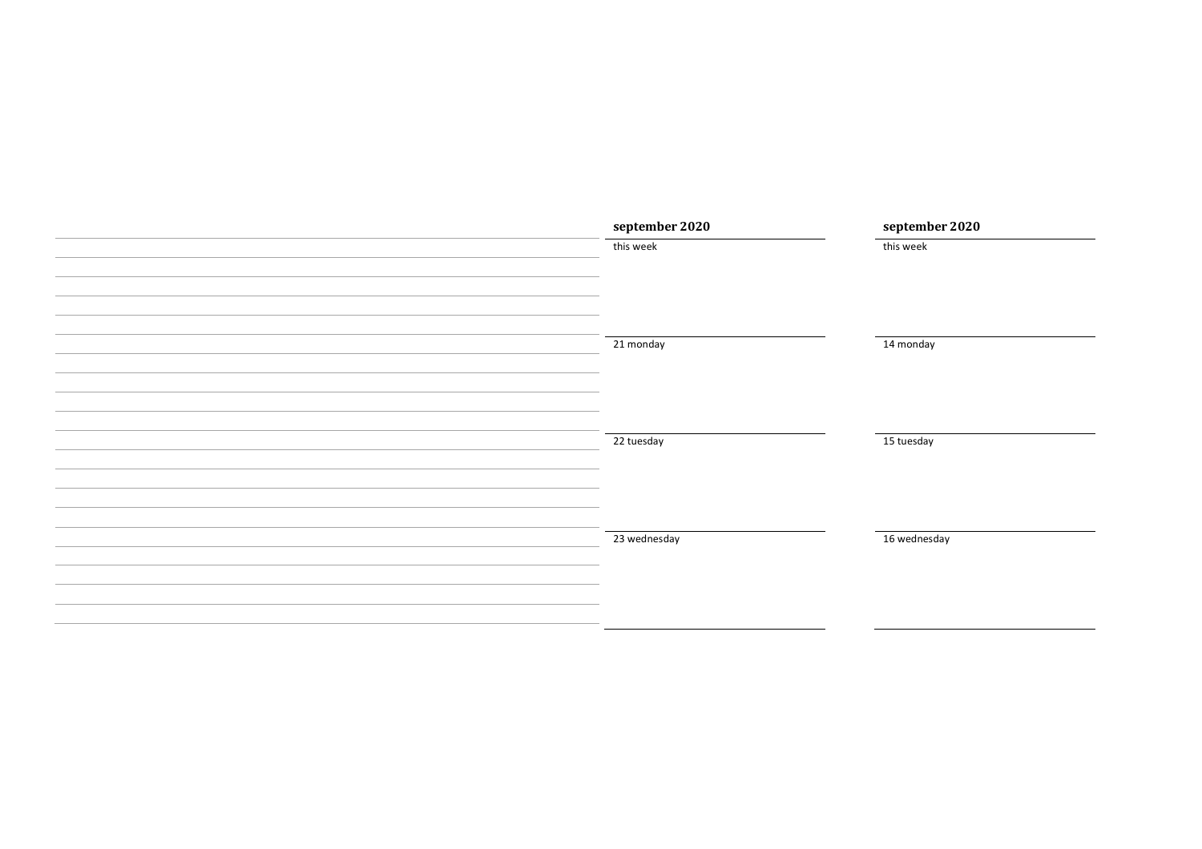## september 2020

this week

21 monday

22 tuesday

23 wednesday

## september 2020

this week

14 monday

15 tuesday

16 wednesday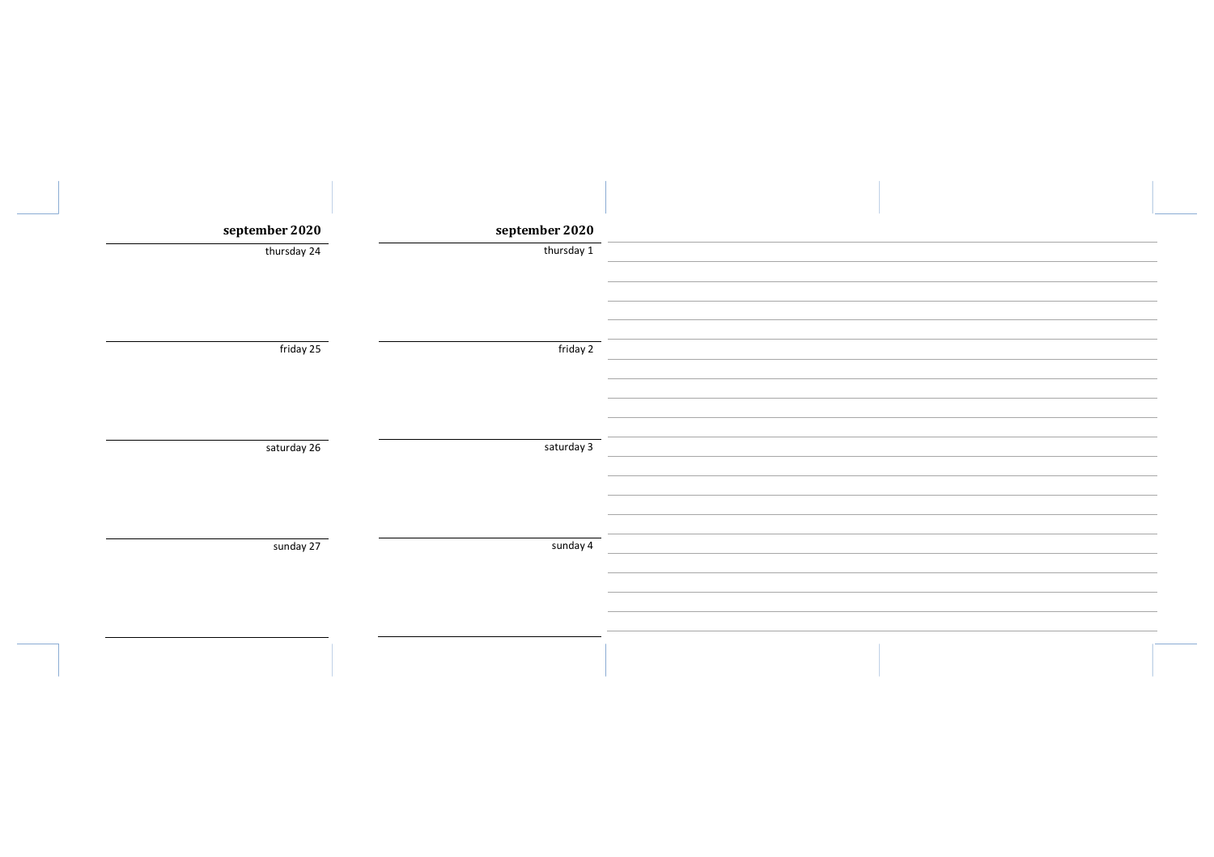**september 2020**

thursday 24

friday 25

saturday 26

sunday 27

**september 2020**

thursday 1

friday 2

saturday 3

sunday 4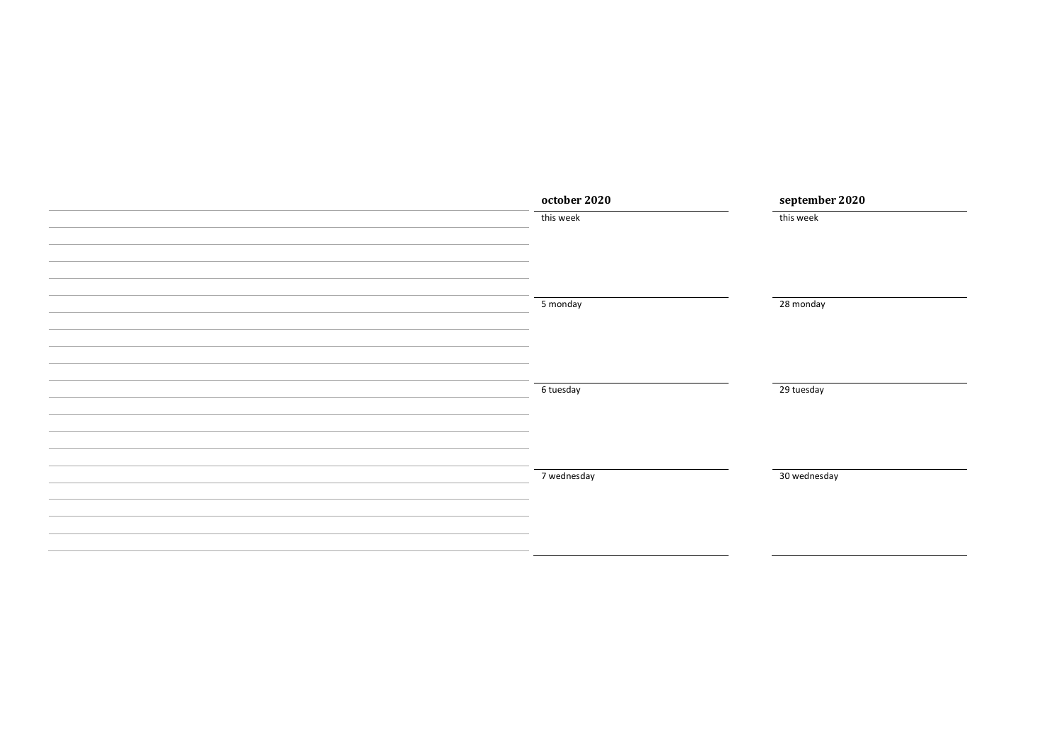**october 2020**

this week

5 monday

6 tuesday

7 wednesday

**september 2020**

this week

28 monday

29 tuesday

30 wednesday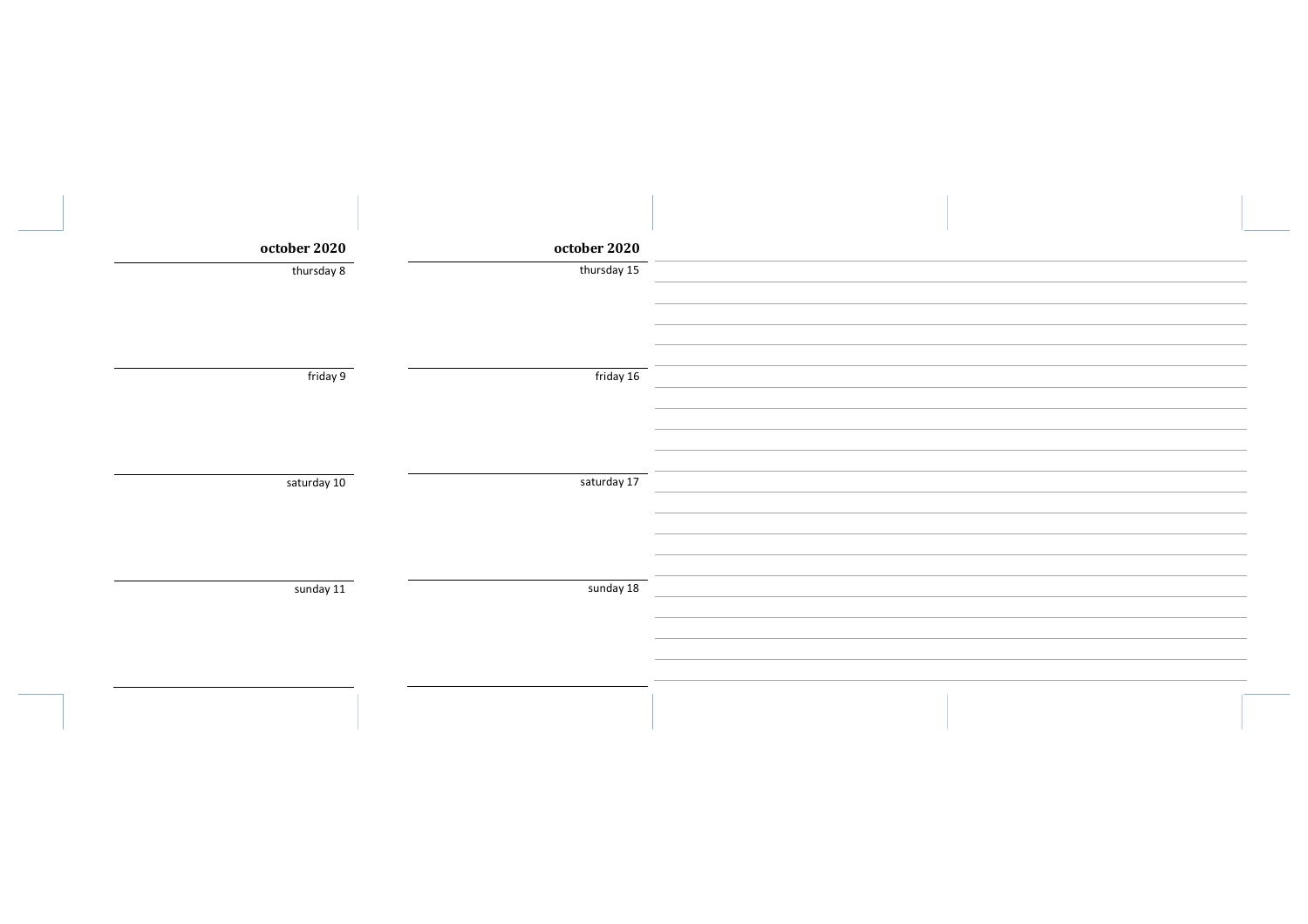**october 2020**

thursday 8

friday 9

saturday 10

sunday 11

**october 2020**

thursday 15

friday 16

saturday 17

sunday 18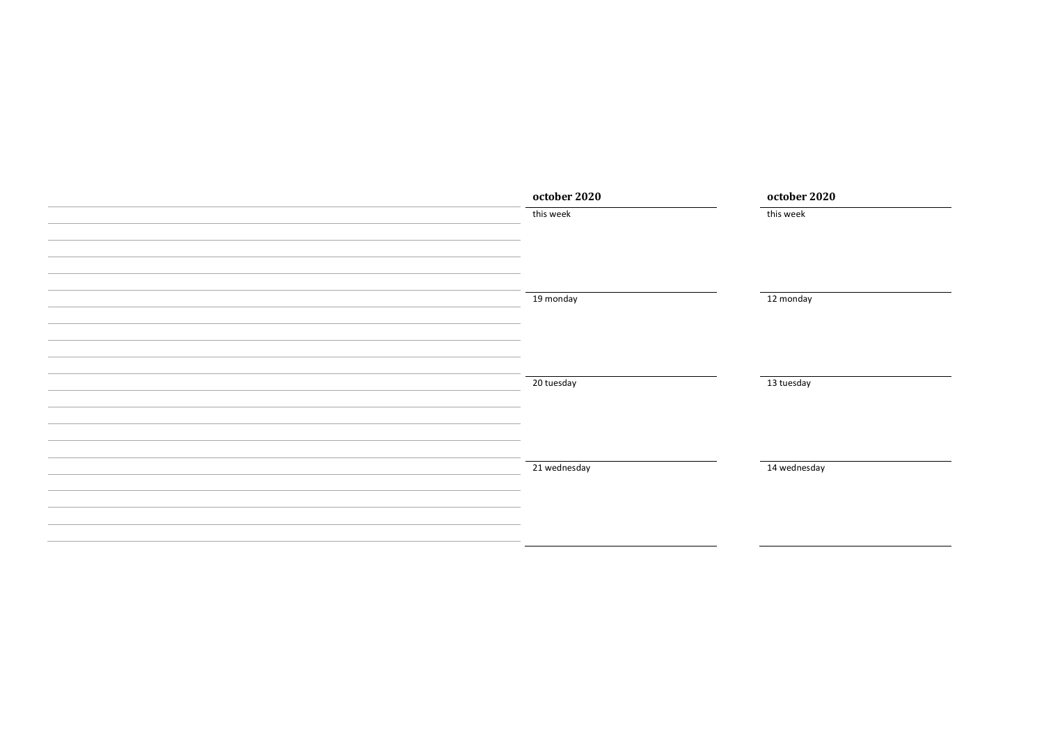**october 2020**

this week

19 monday

20 tuesday

21 wednesday

**october 2020**

this week

12 monday

13 tuesday

14 wednesday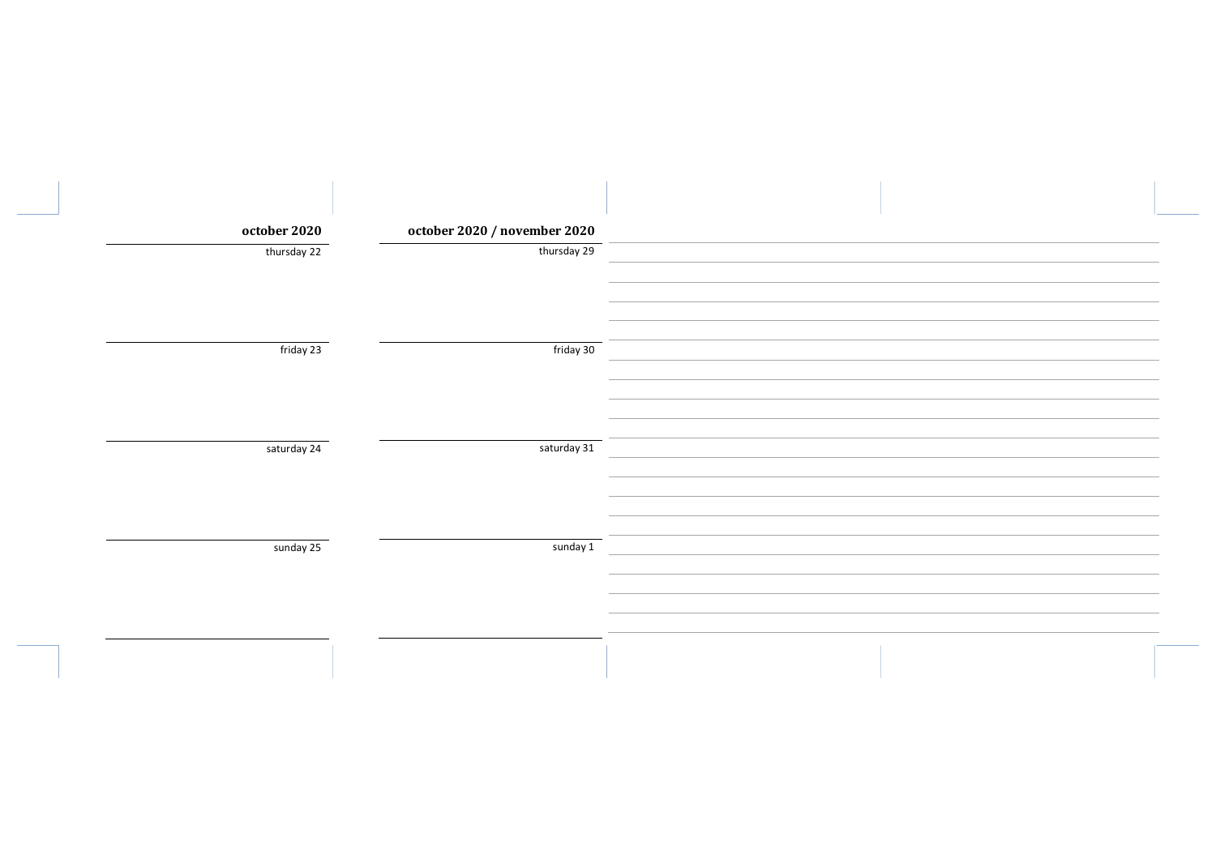**october 2020**

thursday 22

friday 23

saturday 24

sunday 25

**october 2020 / november 2020**

thursday 29

friday 30

saturday 31

sunday 1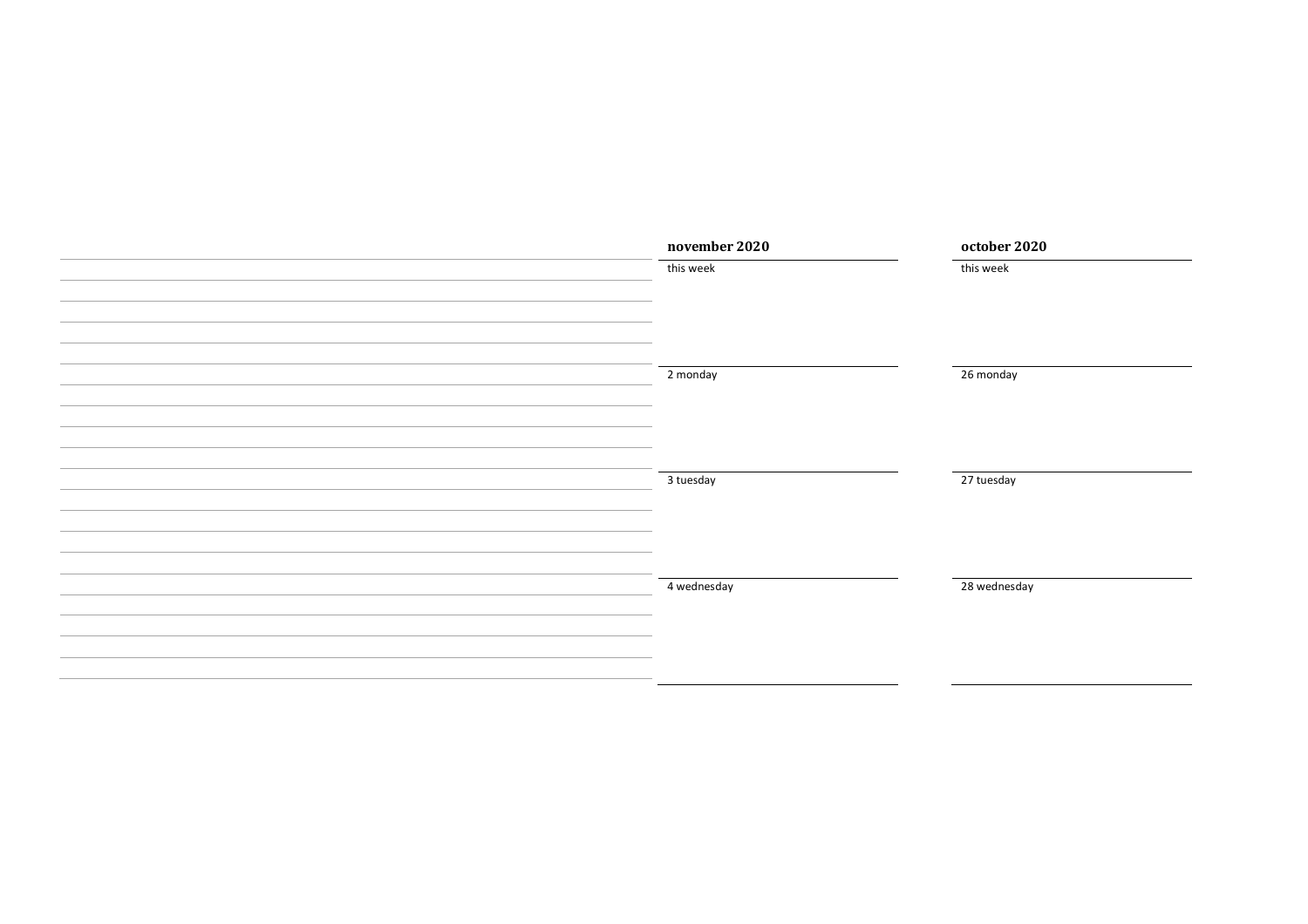**november 2020**

this week

2 monday

3 tuesday

4 wednesday

**october 2020**

this week

26 monday

27 tuesday

28 wednesday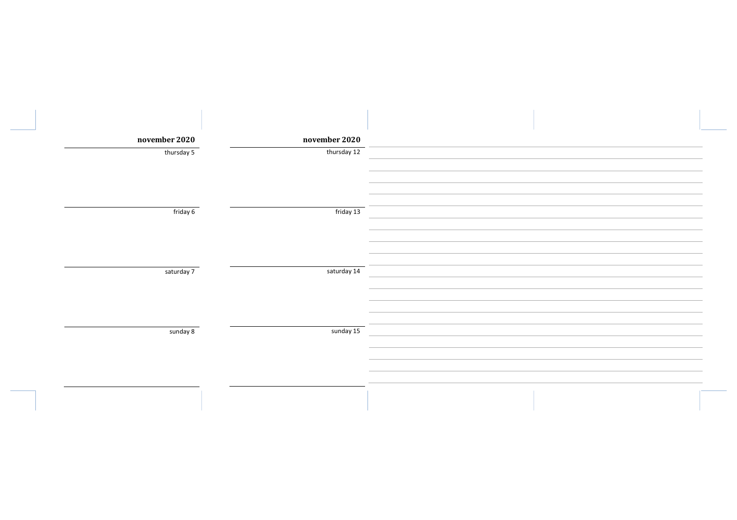**november 2020**

thursday 5

friday 6

saturday 7

sunday 8

**november 2020**

thursday 12

friday 13

saturday 14

sunday 15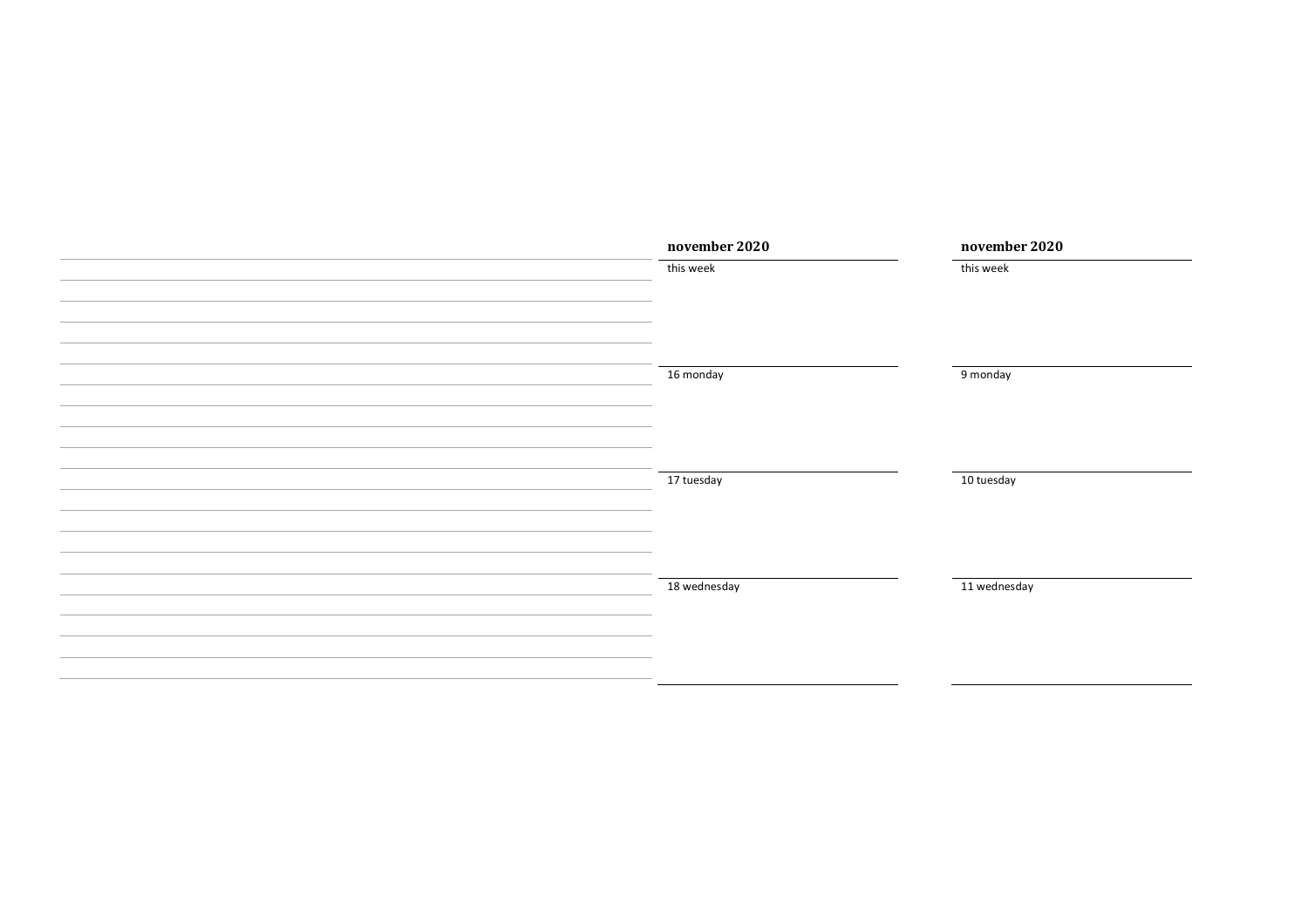**november 2020**

this week

16 monday

17 tuesday

18 wednesday

**november 2020**

this week

9 monday

10 tuesday

11 wednesday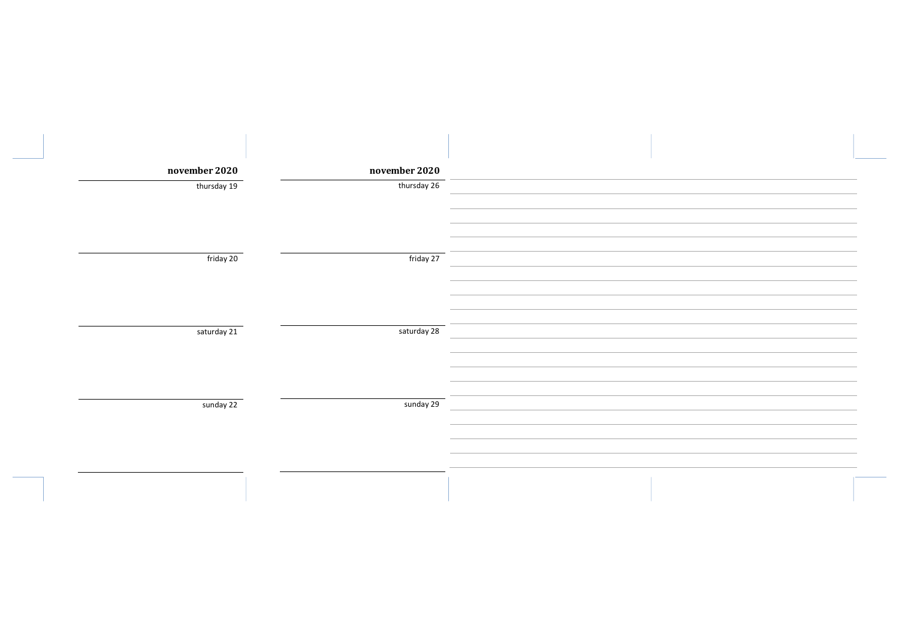**november 2020**

thursday 19

friday 20

saturday 21

sunday 22

**november 2020**

thursday 26

friday 27

saturday 28

sunday 29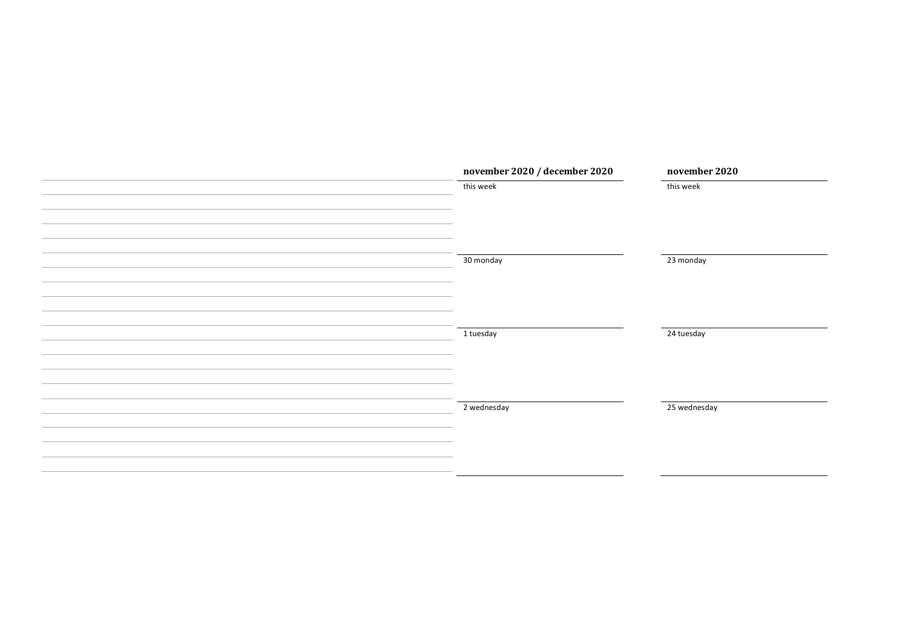**november 2020 / december 2020**

this week

30 monday

1 tuesday

2 wednesday

**november 2020**

this week

23 monday

24 tuesday

25 wednesday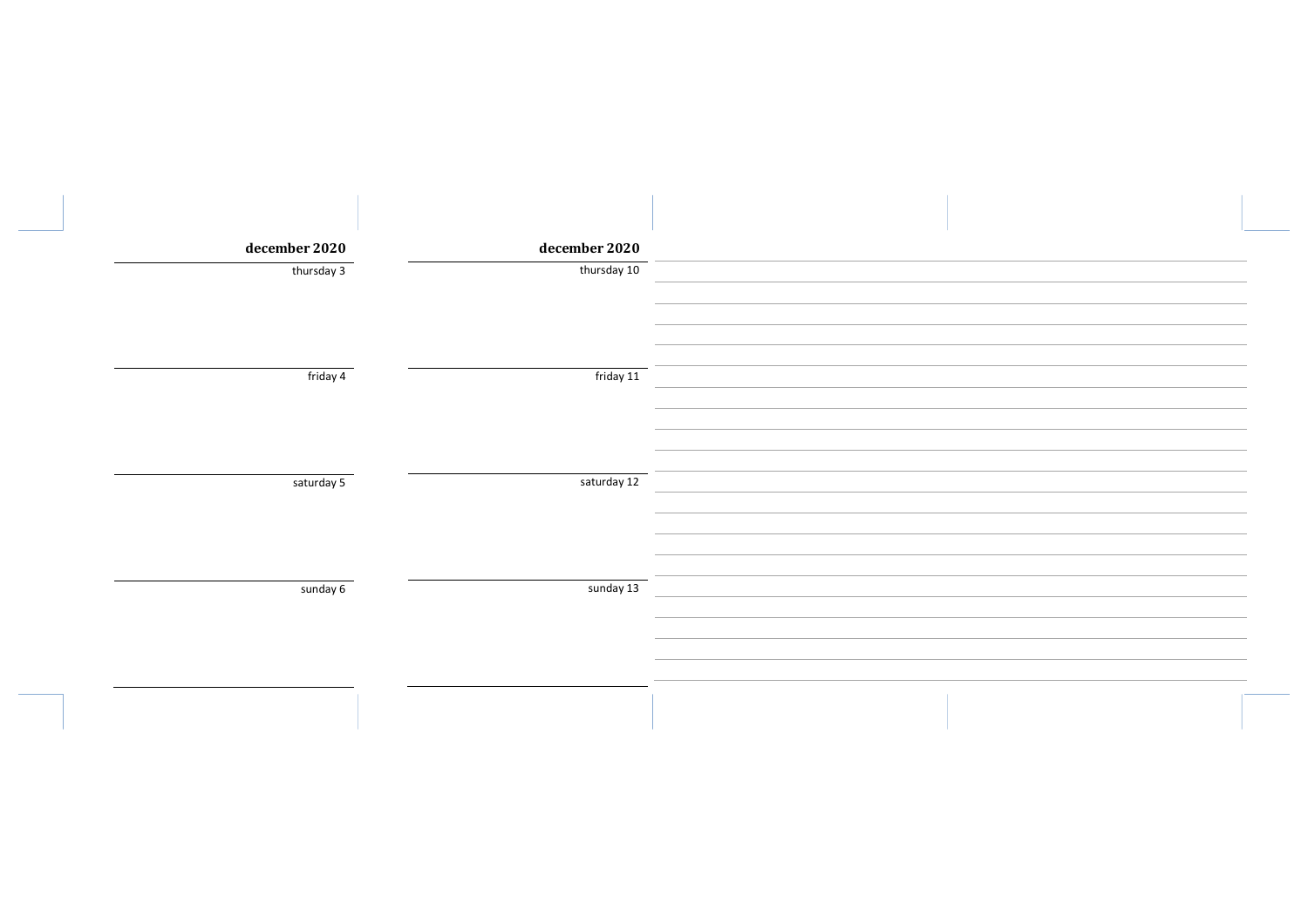**december 2020**

thursday 3

friday 4

saturday 5

sunday 6

**december 2020**

thursday 10

friday 11

saturday 12

sunday 13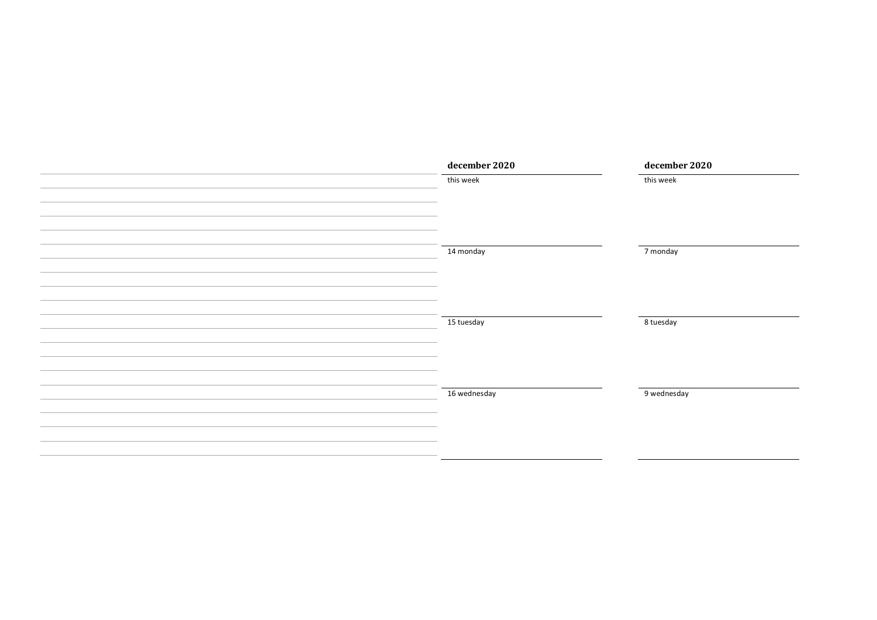**december 2020**

this week

14 monday

15 tuesday

16 wednesday

**december 2020**

this week

7 monday

8 tuesday

9 wednesday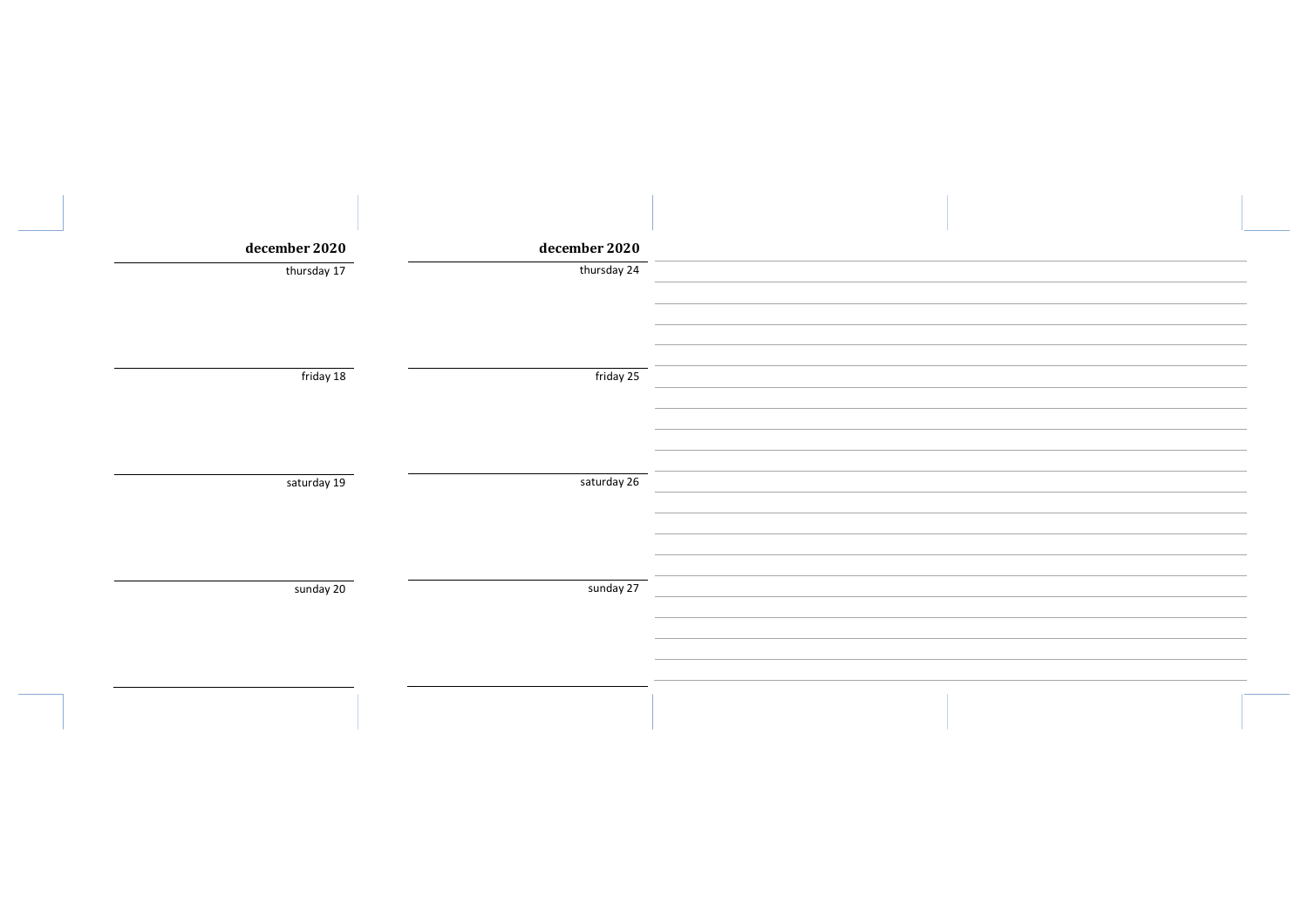**december 2020**

thursday 17

friday 18

saturday 19

sunday 20

**december 2020**

thursday 24

friday 25

saturday 26

sunday 27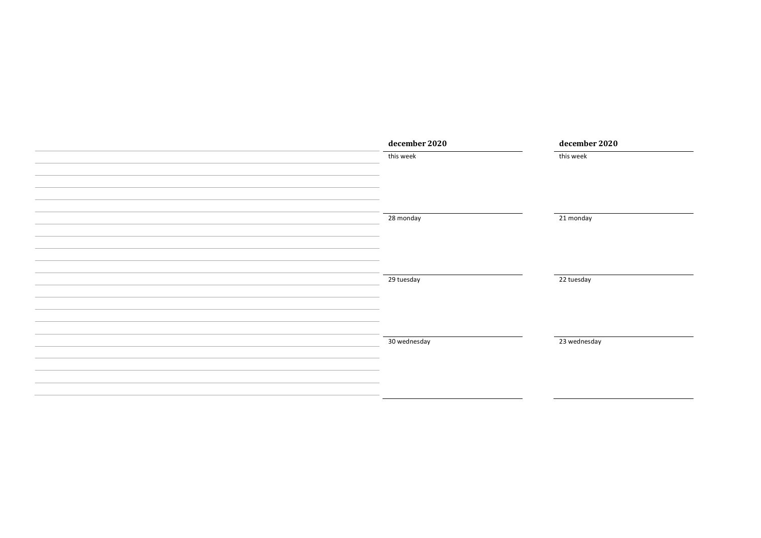**december 2020**

this week

28 monday

29 tuesday

30 wednesday

**december 2020**

this week

21 monday

22 tuesday

23 wednesday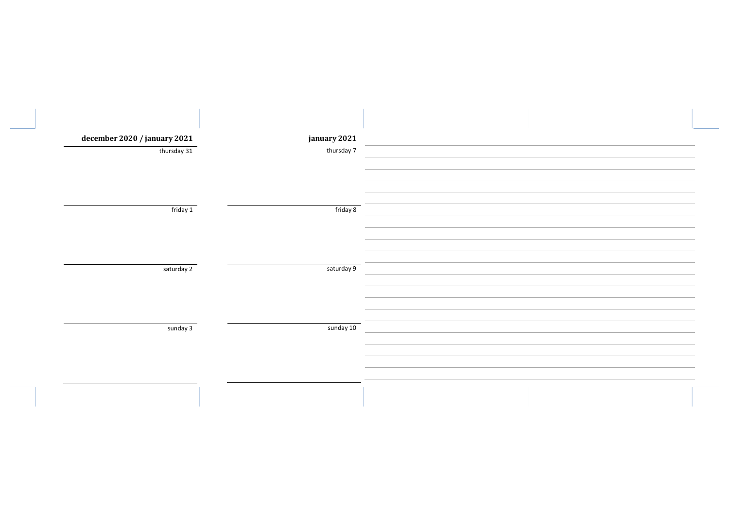## december 2020 / january 2021

thursday 31

friday 1

saturday 2

sunday 3

## january 2021

thursday 7

friday 8

saturday 9

sunday 10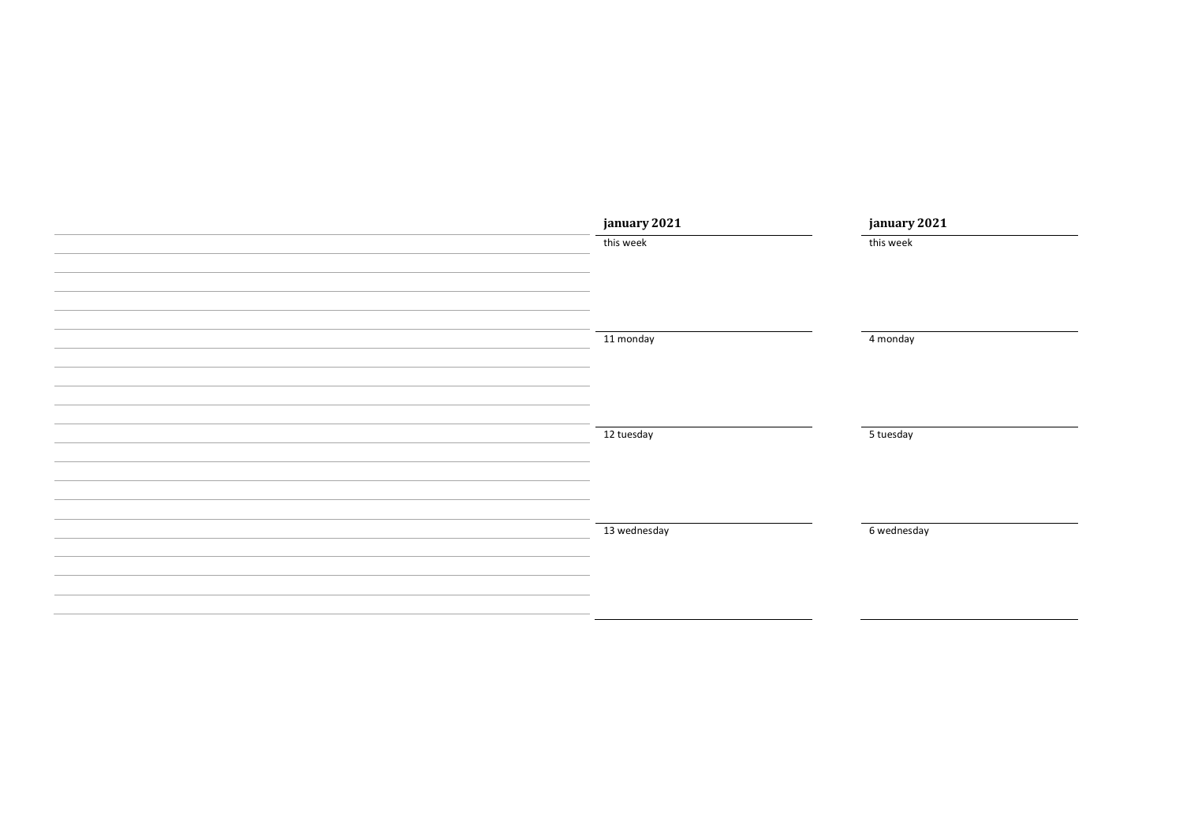**january 2021**

this week

11 monday

12 tuesday

13 wednesday

**january 2021**

this week

4 monday

5 tuesday

6 wednesday